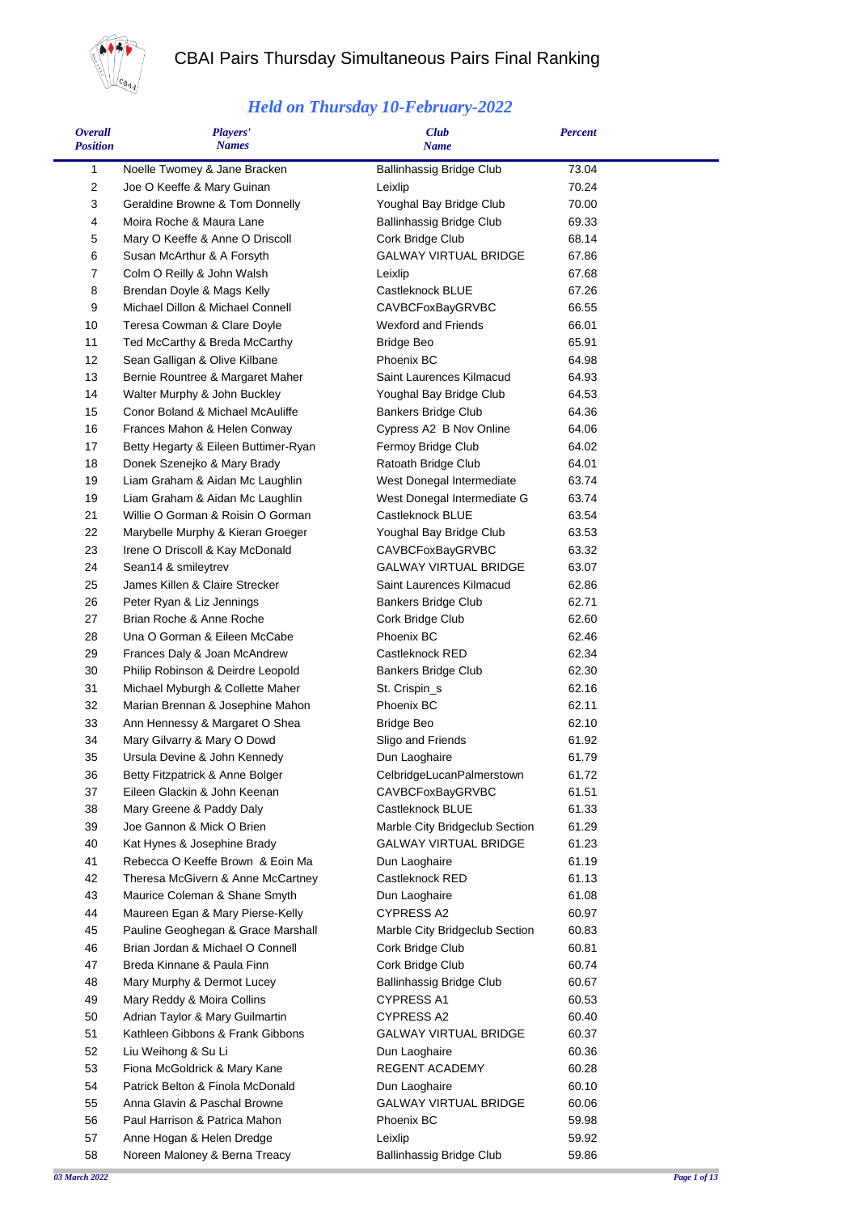# CBAI Pairs Thursday Simultaneous Pairs Final Ranking

## *Held on Thursday 10-February-2022*

| Overall Position | Players' Names | Club Name | Percent |
|---|---|---|---|
| 1 | Noelle Twomey & Jane Bracken | Ballinhassig Bridge Club | 73.04 |
| 2 | Joe O Keeffe & Mary Guinan | Leixlip | 70.24 |
| 3 | Geraldine Browne & Tom Donnelly | Youghal Bay Bridge Club | 70.00 |
| 4 | Moira Roche & Maura Lane | Ballinhassig Bridge Club | 69.33 |
| 5 | Mary O Keeffe & Anne O Driscoll | Cork Bridge Club | 68.14 |
| 6 | Susan McArthur & A Forsyth | GALWAY VIRTUAL BRIDGE | 67.86 |
| 7 | Colm O Reilly & John Walsh | Leixlip | 67.68 |
| 8 | Brendan Doyle & Mags Kelly | Castleknock BLUE | 67.26 |
| 9 | Michael Dillon & Michael Connell | CAVBCFoxBayGRVBC | 66.55 |
| 10 | Teresa Cowman & Clare Doyle | Wexford and Friends | 66.01 |
| 11 | Ted McCarthy & Breda McCarthy | Bridge Beo | 65.91 |
| 12 | Sean Galligan & Olive Kilbane | Phoenix BC | 64.98 |
| 13 | Bernie Rountree & Margaret Maher | Saint Laurences Kilmacud | 64.93 |
| 14 | Walter Murphy & John Buckley | Youghal Bay Bridge Club | 64.53 |
| 15 | Conor Boland & Michael McAuliffe | Bankers Bridge Club | 64.36 |
| 16 | Frances Mahon & Helen Conway | Cypress A2 B Nov Online | 64.06 |
| 17 | Betty Hegarty & Eileen Buttimer-Ryan | Fermoy Bridge Club | 64.02 |
| 18 | Donek Szenejko & Mary Brady | Ratoath Bridge Club | 64.01 |
| 19 | Liam Graham & Aidan Mc Laughlin | West Donegal Intermediate | 63.74 |
| 19 | Liam Graham & Aidan Mc Laughlin | West Donegal Intermediate G | 63.74 |
| 21 | Willie O Gorman & Roisin O Gorman | Castleknock BLUE | 63.54 |
| 22 | Marybelle Murphy & Kieran Groeger | Youghal Bay Bridge Club | 63.53 |
| 23 | Irene O Driscoll & Kay McDonald | CAVBCFoxBayGRVBC | 63.32 |
| 24 | Sean14 & smileytrev | GALWAY VIRTUAL BRIDGE | 63.07 |
| 25 | James Killen & Claire Strecker | Saint Laurences Kilmacud | 62.86 |
| 26 | Peter Ryan & Liz Jennings | Bankers Bridge Club | 62.71 |
| 27 | Brian Roche & Anne Roche | Cork Bridge Club | 62.60 |
| 28 | Una O Gorman & Eileen McCabe | Phoenix BC | 62.46 |
| 29 | Frances Daly & Joan McAndrew | Castleknock RED | 62.34 |
| 30 | Philip Robinson & Deirdre Leopold | Bankers Bridge Club | 62.30 |
| 31 | Michael Myburgh & Collette Maher | St. Crispin_s | 62.16 |
| 32 | Marian Brennan & Josephine Mahon | Phoenix BC | 62.11 |
| 33 | Ann Hennessy & Margaret O Shea | Bridge Beo | 62.10 |
| 34 | Mary Gilvarry & Mary O Dowd | Sligo and Friends | 61.92 |
| 35 | Ursula Devine & John Kennedy | Dun Laoghaire | 61.79 |
| 36 | Betty Fitzpatrick & Anne Bolger | CelbridgeLucanPalmerstown | 61.72 |
| 37 | Eileen Glackin & John Keenan | CAVBCFoxBayGRVBC | 61.51 |
| 38 | Mary Greene & Paddy Daly | Castleknock BLUE | 61.33 |
| 39 | Joe Gannon & Mick O Brien | Marble City Bridgeclub Section | 61.29 |
| 40 | Kat Hynes & Josephine Brady | GALWAY VIRTUAL BRIDGE | 61.23 |
| 41 | Rebecca O Keeffe Brown & Eoin Ma | Dun Laoghaire | 61.19 |
| 42 | Theresa McGivern & Anne McCartney | Castleknock RED | 61.13 |
| 43 | Maurice Coleman & Shane Smyth | Dun Laoghaire | 61.08 |
| 44 | Maureen Egan & Mary Pierse-Kelly | CYPRESS A2 | 60.97 |
| 45 | Pauline Geoghegan & Grace Marshall | Marble City Bridgeclub Section | 60.83 |
| 46 | Brian Jordan & Michael O Connell | Cork Bridge Club | 60.81 |
| 47 | Breda Kinnane & Paula Finn | Cork Bridge Club | 60.74 |
| 48 | Mary Murphy & Dermot Lucey | Ballinhassig Bridge Club | 60.67 |
| 49 | Mary Reddy & Moira Collins | CYPRESS A1 | 60.53 |
| 50 | Adrian Taylor & Mary Guilmartin | CYPRESS A2 | 60.40 |
| 51 | Kathleen Gibbons & Frank Gibbons | GALWAY VIRTUAL BRIDGE | 60.37 |
| 52 | Liu Weihong & Su Li | Dun Laoghaire | 60.36 |
| 53 | Fiona McGoldrick & Mary Kane | REGENT ACADEMY | 60.28 |
| 54 | Patrick Belton & Finola McDonald | Dun Laoghaire | 60.10 |
| 55 | Anna Glavin & Paschal Browne | GALWAY VIRTUAL BRIDGE | 60.06 |
| 56 | Paul Harrison & Patrica Mahon | Phoenix BC | 59.98 |
| 57 | Anne Hogan & Helen Dredge | Leixlip | 59.92 |
| 58 | Noreen Maloney & Berna Treacy | Ballinhassig Bridge Club | 59.86 |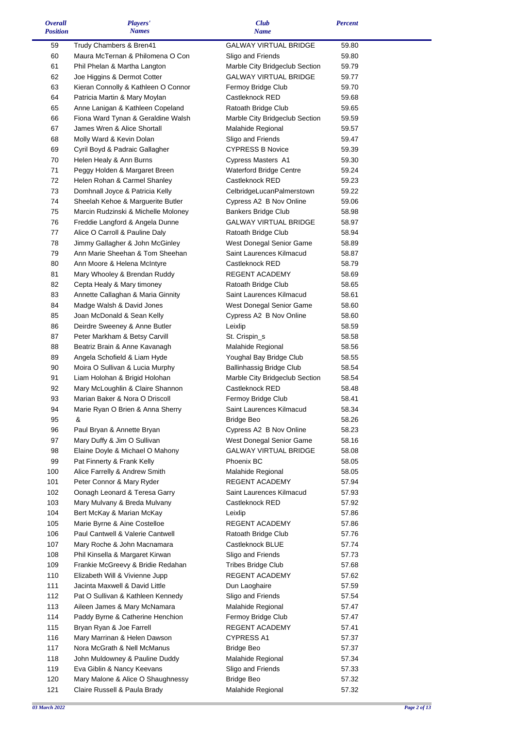| Overall Position | Players' Names | Club Name | Percent |
|---|---|---|---|
| 59 | Trudy Chambers & Bren41 | GALWAY VIRTUAL BRIDGE | 59.80 |
| 60 | Maura McTernan & Philomena O Con | Sligo and Friends | 59.80 |
| 61 | Phil Phelan & Martha Langton | Marble City Bridgeclub Section | 59.79 |
| 62 | Joe Higgins & Dermot Cotter | GALWAY VIRTUAL BRIDGE | 59.77 |
| 63 | Kieran Connolly & Kathleen O Connor | Fermoy Bridge Club | 59.70 |
| 64 | Patricia Martin & Mary Moylan | Castleknock RED | 59.68 |
| 65 | Anne Lanigan & Kathleen Copeland | Ratoath Bridge Club | 59.65 |
| 66 | Fiona Ward Tynan & Geraldine Walsh | Marble City Bridgeclub Section | 59.59 |
| 67 | James Wren & Alice Shortall | Malahide Regional | 59.57 |
| 68 | Molly Ward & Kevin Dolan | Sligo and Friends | 59.47 |
| 69 | Cyril Boyd & Padraic Gallagher | CYPRESS B Novice | 59.39 |
| 70 | Helen Healy & Ann Burns | Cypress Masters A1 | 59.30 |
| 71 | Peggy Holden & Margaret Breen | Waterford Bridge Centre | 59.24 |
| 72 | Helen Rohan & Carmel Shanley | Castleknock RED | 59.23 |
| 73 | Domhnall Joyce & Patricia Kelly | CelbridgeLucanPalmerstown | 59.22 |
| 74 | Sheelah Kehoe & Marguerite Butler | Cypress A2 B Nov Online | 59.06 |
| 75 | Marcin Rudzinski & Michelle Moloney | Bankers Bridge Club | 58.98 |
| 76 | Freddie Langford & Angela Dunne | GALWAY VIRTUAL BRIDGE | 58.97 |
| 77 | Alice O Carroll & Pauline Daly | Ratoath Bridge Club | 58.94 |
| 78 | Jimmy Gallagher & John McGinley | West Donegal Senior Game | 58.89 |
| 79 | Ann Marie Sheehan & Tom Sheehan | Saint Laurences Kilmacud | 58.87 |
| 80 | Ann Moore & Helena McIntyre | Castleknock RED | 58.79 |
| 81 | Mary Whooley & Brendan Ruddy | REGENT ACADEMY | 58.69 |
| 82 | Cepta Healy & Mary timoney | Ratoath Bridge Club | 58.65 |
| 83 | Annette Callaghan & Maria Ginnity | Saint Laurences Kilmacud | 58.61 |
| 84 | Madge Walsh & David Jones | West Donegal Senior Game | 58.60 |
| 85 | Joan McDonald & Sean Kelly | Cypress A2 B Nov Online | 58.60 |
| 86 | Deirdre Sweeney & Anne Butler | Leixlip | 58.59 |
| 87 | Peter Markham & Betsy Carvill | St. Crispin_s | 58.58 |
| 88 | Beatriz Brain & Anne Kavanagh | Malahide Regional | 58.56 |
| 89 | Angela Schofield & Liam Hyde | Youghal Bay Bridge Club | 58.55 |
| 90 | Moira O Sullivan & Lucia Murphy | Ballinhassig Bridge Club | 58.54 |
| 91 | Liam Holohan & Brigid Holohan | Marble City Bridgeclub Section | 58.54 |
| 92 | Mary McLoughlin & Claire Shannon | Castleknock RED | 58.48 |
| 93 | Marian Baker & Nora O Driscoll | Fermoy Bridge Club | 58.41 |
| 94 | Marie Ryan O Brien & Anna Sherry | Saint Laurences Kilmacud | 58.34 |
| 95 | & | Bridge Beo | 58.26 |
| 96 | Paul Bryan & Annette Bryan | Cypress A2 B Nov Online | 58.23 |
| 97 | Mary Duffy & Jim O Sullivan | West Donegal Senior Game | 58.16 |
| 98 | Elaine Doyle & Michael O Mahony | GALWAY VIRTUAL BRIDGE | 58.08 |
| 99 | Pat Finnerty & Frank Kelly | Phoenix BC | 58.05 |
| 100 | Alice Farrelly & Andrew Smith | Malahide Regional | 58.05 |
| 101 | Peter Connor & Mary Ryder | REGENT ACADEMY | 57.94 |
| 102 | Oonagh Leonard & Teresa Garry | Saint Laurences Kilmacud | 57.93 |
| 103 | Mary Mulvany & Breda Mulvany | Castleknock RED | 57.92 |
| 104 | Bert McKay & Marian McKay | Leixlip | 57.86 |
| 105 | Marie Byrne & Aine Costelloe | REGENT ACADEMY | 57.86 |
| 106 | Paul Cantwell & Valerie Cantwell | Ratoath Bridge Club | 57.76 |
| 107 | Mary Roche & John Macnamara | Castleknock BLUE | 57.74 |
| 108 | Phil Kinsella & Margaret Kirwan | Sligo and Friends | 57.73 |
| 109 | Frankie McGreevy & Bridie Redahan | Tribes Bridge Club | 57.68 |
| 110 | Elizabeth Will & Vivienne Jupp | REGENT ACADEMY | 57.62 |
| 111 | Jacinta Maxwell & David Little | Dun Laoghaire | 57.59 |
| 112 | Pat O Sullivan & Kathleen Kennedy | Sligo and Friends | 57.54 |
| 113 | Aileen James & Mary McNamara | Malahide Regional | 57.47 |
| 114 | Paddy Byrne & Catherine Henchion | Fermoy Bridge Club | 57.47 |
| 115 | Bryan Ryan & Joe Farrell | REGENT ACADEMY | 57.41 |
| 116 | Mary Marrinan & Helen Dawson | CYPRESS A1 | 57.37 |
| 117 | Nora McGrath & Nell McManus | Bridge Beo | 57.37 |
| 118 | John Muldowney & Pauline Duddy | Malahide Regional | 57.34 |
| 119 | Eva Giblin & Nancy Keevans | Sligo and Friends | 57.33 |
| 120 | Mary Malone & Alice O Shaughnessy | Bridge Beo | 57.32 |
| 121 | Claire Russell & Paula Brady | Malahide Regional | 57.32 |

*03 March 2022*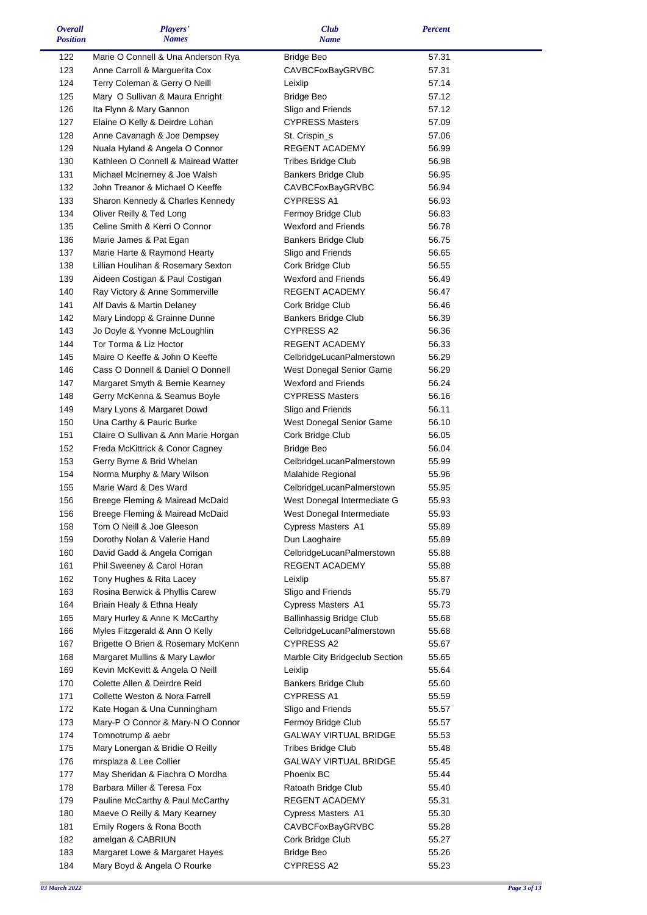| Overall Position | Players' Names | Club Name | Percent |
|---|---|---|---|
| 122 | Marie O Connell & Una Anderson Rya | Bridge Beo | 57.31 |
| 123 | Anne Carroll & Marguerita Cox | CAVBCFoxBayGRVBC | 57.31 |
| 124 | Terry Coleman & Gerry O Neill | Leixlip | 57.14 |
| 125 | Mary O Sullivan & Maura Enright | Bridge Beo | 57.12 |
| 126 | Ita Flynn & Mary Gannon | Sligo and Friends | 57.12 |
| 127 | Elaine O Kelly & Deirdre Lohan | CYPRESS Masters | 57.09 |
| 128 | Anne Cavanagh & Joe Dempsey | St. Crispin_s | 57.06 |
| 129 | Nuala Hyland & Angela O Connor | REGENT ACADEMY | 56.99 |
| 130 | Kathleen O Connell & Mairead Watter | Tribes Bridge Club | 56.98 |
| 131 | Michael McInerney & Joe Walsh | Bankers Bridge Club | 56.95 |
| 132 | John Treanor & Michael O Keeffe | CAVBCFoxBayGRVBC | 56.94 |
| 133 | Sharon Kennedy & Charles Kennedy | CYPRESS A1 | 56.93 |
| 134 | Oliver Reilly & Ted Long | Fermoy Bridge Club | 56.83 |
| 135 | Celine Smith & Kerri O Connor | Wexford and Friends | 56.78 |
| 136 | Marie James & Pat Egan | Bankers Bridge Club | 56.75 |
| 137 | Marie Harte & Raymond Hearty | Sligo and Friends | 56.65 |
| 138 | Lillian Houlihan & Rosemary Sexton | Cork Bridge Club | 56.55 |
| 139 | Aideen Costigan & Paul Costigan | Wexford and Friends | 56.49 |
| 140 | Ray Victory & Anne Sommerville | REGENT ACADEMY | 56.47 |
| 141 | Alf Davis & Martin Delaney | Cork Bridge Club | 56.46 |
| 142 | Mary Lindopp & Grainne Dunne | Bankers Bridge Club | 56.39 |
| 143 | Jo Doyle & Yvonne McLoughlin | CYPRESS A2 | 56.36 |
| 144 | Tor Torma & Liz Hoctor | REGENT ACADEMY | 56.33 |
| 145 | Maire O Keeffe & John O Keeffe | CelbridgeLucanPalmerstown | 56.29 |
| 146 | Cass O Donnell & Daniel O Donnell | West Donegal Senior Game | 56.29 |
| 147 | Margaret Smyth & Bernie Kearney | Wexford and Friends | 56.24 |
| 148 | Gerry McKenna & Seamus Boyle | CYPRESS Masters | 56.16 |
| 149 | Mary Lyons & Margaret Dowd | Sligo and Friends | 56.11 |
| 150 | Una Carthy & Pauric Burke | West Donegal Senior Game | 56.10 |
| 151 | Claire O Sullivan & Ann Marie Horgan | Cork Bridge Club | 56.05 |
| 152 | Freda McKittrick & Conor Cagney | Bridge Beo | 56.04 |
| 153 | Gerry Byrne & Brid Whelan | CelbridgeLucanPalmerstown | 55.99 |
| 154 | Norma Murphy & Mary Wilson | Malahide Regional | 55.96 |
| 155 | Marie Ward & Des Ward | CelbridgeLucanPalmerstown | 55.95 |
| 156 | Breege Fleming & Mairead McDaid | West Donegal Intermediate G | 55.93 |
| 156 | Breege Fleming & Mairead McDaid | West Donegal Intermediate | 55.93 |
| 158 | Tom O Neill & Joe Gleeson | Cypress Masters A1 | 55.89 |
| 159 | Dorothy Nolan & Valerie Hand | Dun Laoghaire | 55.89 |
| 160 | David Gadd & Angela Corrigan | CelbridgeLucanPalmerstown | 55.88 |
| 161 | Phil Sweeney & Carol Horan | REGENT ACADEMY | 55.88 |
| 162 | Tony Hughes & Rita Lacey | Leixlip | 55.87 |
| 163 | Rosina Berwick & Phyllis Carew | Sligo and Friends | 55.79 |
| 164 | Briain Healy & Ethna Healy | Cypress Masters A1 | 55.73 |
| 165 | Mary Hurley & Anne K McCarthy | Ballinhassig Bridge Club | 55.68 |
| 166 | Myles Fitzgerald & Ann O Kelly | CelbridgeLucanPalmerstown | 55.68 |
| 167 | Brigette O Brien & Rosemary McKenn | CYPRESS A2 | 55.67 |
| 168 | Margaret Mullins & Mary Lawlor | Marble City Bridgeclub Section | 55.65 |
| 169 | Kevin McKevitt & Angela O Neill | Leixlip | 55.64 |
| 170 | Colette Allen & Deirdre Reid | Bankers Bridge Club | 55.60 |
| 171 | Collette Weston & Nora Farrell | CYPRESS A1 | 55.59 |
| 172 | Kate Hogan & Una Cunningham | Sligo and Friends | 55.57 |
| 173 | Mary-P O Connor & Mary-N O Connor | Fermoy Bridge Club | 55.57 |
| 174 | Tomnotrump & aebr | GALWAY VIRTUAL BRIDGE | 55.53 |
| 175 | Mary Lonergan & Bridie O Reilly | Tribes Bridge Club | 55.48 |
| 176 | mrsplaza & Lee Collier | GALWAY VIRTUAL BRIDGE | 55.45 |
| 177 | May Sheridan & Fiachra O Mordha | Phoenix BC | 55.44 |
| 178 | Barbara Miller & Teresa Fox | Ratoath Bridge Club | 55.40 |
| 179 | Pauline McCarthy & Paul McCarthy | REGENT ACADEMY | 55.31 |
| 180 | Maeve O Reilly & Mary Kearney | Cypress Masters A1 | 55.30 |
| 181 | Emily Rogers & Rona Booth | CAVBCFoxBayGRVBC | 55.28 |
| 182 | amelgan & CABRIUN | Cork Bridge Club | 55.27 |
| 183 | Margaret Lowe & Margaret Hayes | Bridge Beo | 55.26 |
| 184 | Mary Boyd & Angela O Rourke | CYPRESS A2 | 55.23 |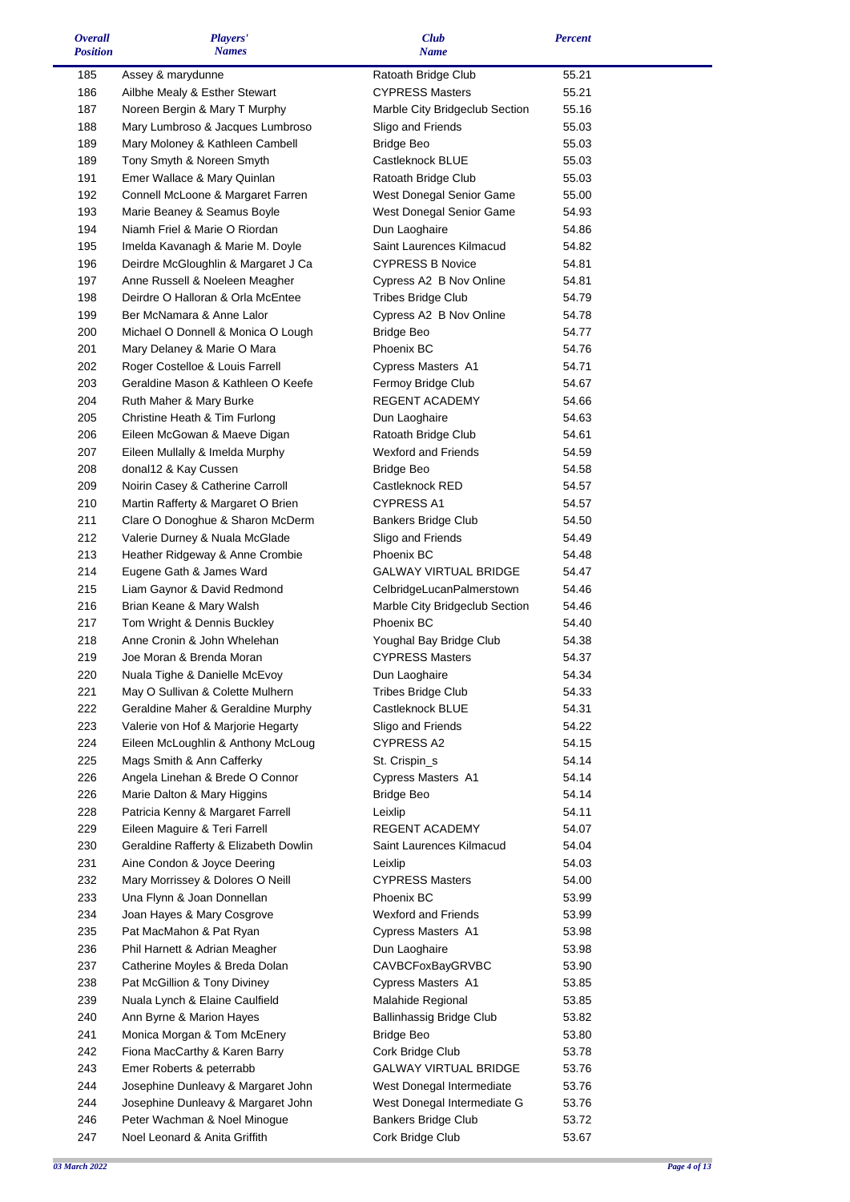| Overall Position | Players' Names | Club Name | Percent |
|---|---|---|---|
| 185 | Assey & marydunne | Ratoath Bridge Club | 55.21 |
| 186 | Ailbhe Mealy & Esther Stewart | CYPRESS Masters | 55.21 |
| 187 | Noreen Bergin & Mary T Murphy | Marble City Bridgeclub Section | 55.16 |
| 188 | Mary Lumbroso & Jacques Lumbroso | Sligo and Friends | 55.03 |
| 189 | Mary Moloney & Kathleen Cambell | Bridge Beo | 55.03 |
| 189 | Tony Smyth & Noreen Smyth | Castleknock BLUE | 55.03 |
| 191 | Emer Wallace & Mary Quinlan | Ratoath Bridge Club | 55.03 |
| 192 | Connell McLoone & Margaret Farren | West Donegal Senior Game | 55.00 |
| 193 | Marie Beaney & Seamus Boyle | West Donegal Senior Game | 54.93 |
| 194 | Niamh Friel & Marie O Riordan | Dun Laoghaire | 54.86 |
| 195 | Imelda Kavanagh & Marie M. Doyle | Saint Laurences Kilmacud | 54.82 |
| 196 | Deirdre McGloughlin & Margaret J Ca | CYPRESS B Novice | 54.81 |
| 197 | Anne Russell & Noeleen Meagher | Cypress A2 B Nov Online | 54.81 |
| 198 | Deirdre O Halloran & Orla McEntee | Tribes Bridge Club | 54.79 |
| 199 | Ber McNamara & Anne Lalor | Cypress A2 B Nov Online | 54.78 |
| 200 | Michael O Donnell & Monica O Lough | Bridge Beo | 54.77 |
| 201 | Mary Delaney & Marie O Mara | Phoenix BC | 54.76 |
| 202 | Roger Costelloe & Louis Farrell | Cypress Masters A1 | 54.71 |
| 203 | Geraldine Mason & Kathleen O Keefe | Fermoy Bridge Club | 54.67 |
| 204 | Ruth Maher & Mary Burke | REGENT ACADEMY | 54.66 |
| 205 | Christine Heath & Tim Furlong | Dun Laoghaire | 54.63 |
| 206 | Eileen McGowan & Maeve Digan | Ratoath Bridge Club | 54.61 |
| 207 | Eileen Mullally & Imelda Murphy | Wexford and Friends | 54.59 |
| 208 | donal12 & Kay Cussen | Bridge Beo | 54.58 |
| 209 | Noirin Casey & Catherine Carroll | Castleknock RED | 54.57 |
| 210 | Martin Rafferty & Margaret O Brien | CYPRESS A1 | 54.57 |
| 211 | Clare O Donoghue & Sharon McDerm | Bankers Bridge Club | 54.50 |
| 212 | Valerie Durney & Nuala McGlade | Sligo and Friends | 54.49 |
| 213 | Heather Ridgeway & Anne Crombie | Phoenix BC | 54.48 |
| 214 | Eugene Gath & James Ward | GALWAY VIRTUAL BRIDGE | 54.47 |
| 215 | Liam Gaynor & David Redmond | CelbridgeLucanPalmerstown | 54.46 |
| 216 | Brian Keane & Mary Walsh | Marble City Bridgeclub Section | 54.46 |
| 217 | Tom Wright & Dennis Buckley | Phoenix BC | 54.40 |
| 218 | Anne Cronin & John Whelehan | Youghal Bay Bridge Club | 54.38 |
| 219 | Joe Moran & Brenda Moran | CYPRESS Masters | 54.37 |
| 220 | Nuala Tighe & Danielle McEvoy | Dun Laoghaire | 54.34 |
| 221 | May O Sullivan & Colette Mulhern | Tribes Bridge Club | 54.33 |
| 222 | Geraldine Maher & Geraldine Murphy | Castleknock BLUE | 54.31 |
| 223 | Valerie von Hof & Marjorie Hegarty | Sligo and Friends | 54.22 |
| 224 | Eileen McLoughlin & Anthony McLoug | CYPRESS A2 | 54.15 |
| 225 | Mags Smith & Ann Cafferky | St. Crispin_s | 54.14 |
| 226 | Angela Linehan & Brede O Connor | Cypress Masters A1 | 54.14 |
| 226 | Marie Dalton & Mary Higgins | Bridge Beo | 54.14 |
| 228 | Patricia Kenny & Margaret Farrell | Leixlip | 54.11 |
| 229 | Eileen Maguire & Teri Farrell | REGENT ACADEMY | 54.07 |
| 230 | Geraldine Rafferty & Elizabeth Dowlin | Saint Laurences Kilmacud | 54.04 |
| 231 | Aine Condon & Joyce Deering | Leixlip | 54.03 |
| 232 | Mary Morrissey & Dolores O Neill | CYPRESS Masters | 54.00 |
| 233 | Una Flynn & Joan Donnellan | Phoenix BC | 53.99 |
| 234 | Joan Hayes & Mary Cosgrove | Wexford and Friends | 53.99 |
| 235 | Pat MacMahon & Pat Ryan | Cypress Masters A1 | 53.98 |
| 236 | Phil Harnett & Adrian Meagher | Dun Laoghaire | 53.98 |
| 237 | Catherine Moyles & Breda Dolan | CAVBCFoxBayGRVBC | 53.90 |
| 238 | Pat McGillion & Tony Diviney | Cypress Masters A1 | 53.85 |
| 239 | Nuala Lynch & Elaine Caulfield | Malahide Regional | 53.85 |
| 240 | Ann Byrne & Marion Hayes | Ballinhassig Bridge Club | 53.82 |
| 241 | Monica Morgan & Tom McEnery | Bridge Beo | 53.80 |
| 242 | Fiona MacCarthy & Karen Barry | Cork Bridge Club | 53.78 |
| 243 | Emer Roberts & peterrabb | GALWAY VIRTUAL BRIDGE | 53.76 |
| 244 | Josephine Dunleavy & Margaret John | West Donegal Intermediate | 53.76 |
| 244 | Josephine Dunleavy & Margaret John | West Donegal Intermediate G | 53.76 |
| 246 | Peter Wachman & Noel Minogue | Bankers Bridge Club | 53.72 |
| 247 | Noel Leonard & Anita Griffith | Cork Bridge Club | 53.67 |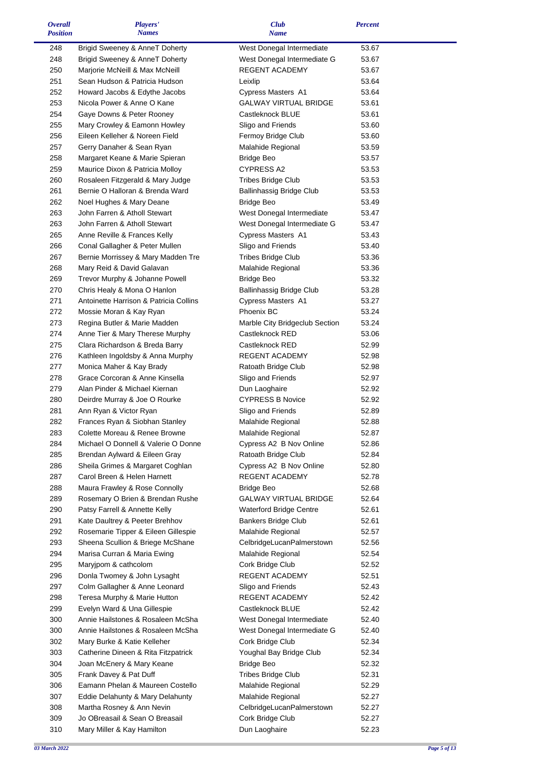| Overall Position | Players' Names | Club Name | Percent |
|---|---|---|---|
| 248 | Brigid Sweeney & AnneT Doherty | West Donegal Intermediate | 53.67 |
| 248 | Brigid Sweeney & AnneT Doherty | West Donegal Intermediate G | 53.67 |
| 250 | Marjorie McNeill & Max McNeill | REGENT ACADEMY | 53.67 |
| 251 | Sean Hudson & Patricia Hudson | Leixlip | 53.64 |
| 252 | Howard Jacobs & Edythe Jacobs | Cypress Masters A1 | 53.64 |
| 253 | Nicola Power & Anne O Kane | GALWAY VIRTUAL BRIDGE | 53.61 |
| 254 | Gaye Downs & Peter Rooney | Castleknock BLUE | 53.61 |
| 255 | Mary Crowley & Eamonn Howley | Sligo and Friends | 53.60 |
| 256 | Eileen Kelleher & Noreen Field | Fermoy Bridge Club | 53.60 |
| 257 | Gerry Danaher & Sean Ryan | Malahide Regional | 53.59 |
| 258 | Margaret Keane & Marie Spieran | Bridge Beo | 53.57 |
| 259 | Maurice Dixon & Patricia Molloy | CYPRESS A2 | 53.53 |
| 260 | Rosaleen Fitzgerald & Mary Judge | Tribes Bridge Club | 53.53 |
| 261 | Bernie O Halloran & Brenda Ward | Ballinhassig Bridge Club | 53.53 |
| 262 | Noel Hughes & Mary Deane | Bridge Beo | 53.49 |
| 263 | John Farren & Atholl Stewart | West Donegal Intermediate | 53.47 |
| 263 | John Farren & Atholl Stewart | West Donegal Intermediate G | 53.47 |
| 265 | Anne Reville & Frances Kelly | Cypress Masters A1 | 53.43 |
| 266 | Conal Gallagher & Peter Mullen | Sligo and Friends | 53.40 |
| 267 | Bernie Morrissey & Mary Madden Tre | Tribes Bridge Club | 53.36 |
| 268 | Mary Reid & David Galavan | Malahide Regional | 53.36 |
| 269 | Trevor Murphy & Johanne Powell | Bridge Beo | 53.32 |
| 270 | Chris Healy & Mona O Hanlon | Ballinhassig Bridge Club | 53.28 |
| 271 | Antoinette Harrison & Patricia Collins | Cypress Masters A1 | 53.27 |
| 272 | Mossie Moran & Kay Ryan | Phoenix BC | 53.24 |
| 273 | Regina Butler & Marie Madden | Marble City Bridgeclub Section | 53.24 |
| 274 | Anne Tier & Mary Therese Murphy | Castleknock RED | 53.06 |
| 275 | Clara Richardson & Breda Barry | Castleknock RED | 52.99 |
| 276 | Kathleen Ingoldsby & Anna Murphy | REGENT ACADEMY | 52.98 |
| 277 | Monica Maher & Kay Brady | Ratoath Bridge Club | 52.98 |
| 278 | Grace Corcoran & Anne Kinsella | Sligo and Friends | 52.97 |
| 279 | Alan Pinder & Michael Kiernan | Dun Laoghaire | 52.92 |
| 280 | Deirdre Murray & Joe O Rourke | CYPRESS B Novice | 52.92 |
| 281 | Ann Ryan & Victor Ryan | Sligo and Friends | 52.89 |
| 282 | Frances Ryan & Siobhan Stanley | Malahide Regional | 52.88 |
| 283 | Colette Moreau & Renee Browne | Malahide Regional | 52.87 |
| 284 | Michael O Donnell & Valerie O Donne | Cypress A2 B Nov Online | 52.86 |
| 285 | Brendan Aylward & Eileen Gray | Ratoath Bridge Club | 52.84 |
| 286 | Sheila Grimes & Margaret Coghlan | Cypress A2 B Nov Online | 52.80 |
| 287 | Carol Breen & Helen Harnett | REGENT ACADEMY | 52.78 |
| 288 | Maura Frawley & Rose Connolly | Bridge Beo | 52.68 |
| 289 | Rosemary O Brien & Brendan Rushe | GALWAY VIRTUAL BRIDGE | 52.64 |
| 290 | Patsy Farrell & Annette Kelly | Waterford Bridge Centre | 52.61 |
| 291 | Kate Daultrey & Peeter Brehhov | Bankers Bridge Club | 52.61 |
| 292 | Rosemarie Tipper & Eileen Gillespie | Malahide Regional | 52.57 |
| 293 | Sheena Scullion & Briege McShane | CelbridgeLucanPalmerstown | 52.56 |
| 294 | Marisa Curran & Maria Ewing | Malahide Regional | 52.54 |
| 295 | Maryjpom & cathcolom | Cork Bridge Club | 52.52 |
| 296 | Donla Twomey & John Lysaght | REGENT ACADEMY | 52.51 |
| 297 | Colm Gallagher & Anne Leonard | Sligo and Friends | 52.43 |
| 298 | Teresa Murphy & Marie Hutton | REGENT ACADEMY | 52.42 |
| 299 | Evelyn Ward & Una Gillespie | Castleknock BLUE | 52.42 |
| 300 | Annie Hailstones & Rosaleen McSha | West Donegal Intermediate | 52.40 |
| 300 | Annie Hailstones & Rosaleen McSha | West Donegal Intermediate G | 52.40 |
| 302 | Mary Burke & Katie Kelleher | Cork Bridge Club | 52.34 |
| 303 | Catherine Dineen & Rita Fitzpatrick | Youghal Bay Bridge Club | 52.34 |
| 304 | Joan McEnery & Mary Keane | Bridge Beo | 52.32 |
| 305 | Frank Davey & Pat Duff | Tribes Bridge Club | 52.31 |
| 306 | Eamann Phelan & Maureen Costello | Malahide Regional | 52.29 |
| 307 | Eddie Delahunty & Mary Delahunty | Malahide Regional | 52.27 |
| 308 | Martha Rosney & Ann Nevin | CelbridgeLucanPalmerstown | 52.27 |
| 309 | Jo OBreasail & Sean O Breasail | Cork Bridge Club | 52.27 |
| 310 | Mary Miller & Kay Hamilton | Dun Laoghaire | 52.23 |

*03 March 2022*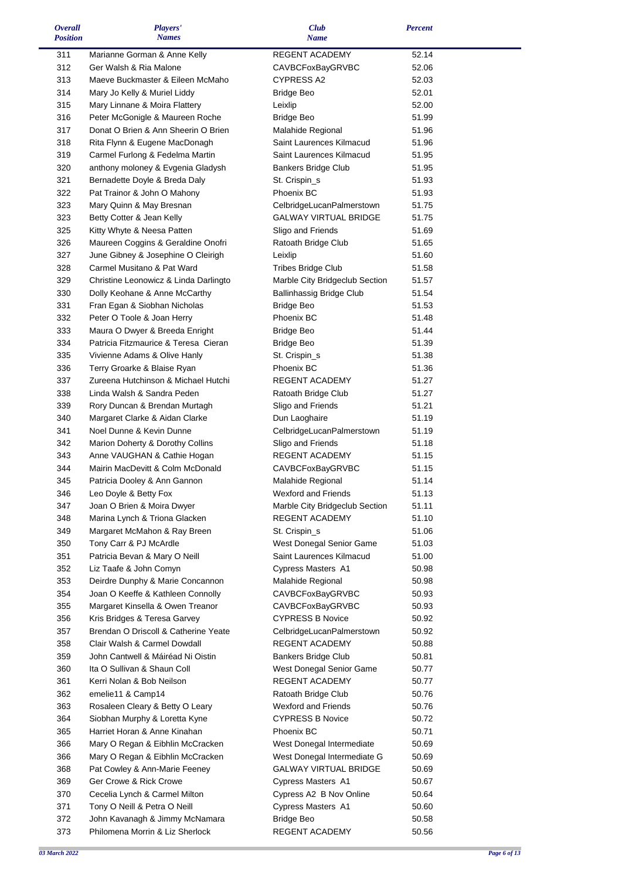| Overall Position | Players' Names | Club Name | Percent |
|---|---|---|---|
| 311 | Marianne Gorman & Anne Kelly | REGENT ACADEMY | 52.14 |
| 312 | Ger Walsh & Ria Malone | CAVBCFoxBayGRVBC | 52.06 |
| 313 | Maeve Buckmaster & Eileen McMaho | CYPRESS A2 | 52.03 |
| 314 | Mary Jo Kelly & Muriel Liddy | Bridge Beo | 52.01 |
| 315 | Mary Linnane & Moira Flattery | Leixlip | 52.00 |
| 316 | Peter McGonigle & Maureen Roche | Bridge Beo | 51.99 |
| 317 | Donat O Brien & Ann Sheerin O Brien | Malahide Regional | 51.96 |
| 318 | Rita Flynn & Eugene MacDonagh | Saint Laurences Kilmacud | 51.96 |
| 319 | Carmel Furlong & Fedelma Martin | Saint Laurences Kilmacud | 51.95 |
| 320 | anthony moloney & Evgenia Gladysh | Bankers Bridge Club | 51.95 |
| 321 | Bernadette Doyle & Breda Daly | St. Crispin_s | 51.93 |
| 322 | Pat Trainor & John O Mahony | Phoenix BC | 51.93 |
| 323 | Mary Quinn & May Bresnan | CelbridgeLucanPalmerstown | 51.75 |
| 323 | Betty Cotter & Jean Kelly | GALWAY VIRTUAL BRIDGE | 51.75 |
| 325 | Kitty Whyte & Neesa Patten | Sligo and Friends | 51.69 |
| 326 | Maureen Coggins & Geraldine Onofri | Ratoath Bridge Club | 51.65 |
| 327 | June Gibney & Josephine O Cleirigh | Leixlip | 51.60 |
| 328 | Carmel Musitano & Pat Ward | Tribes Bridge Club | 51.58 |
| 329 | Christine Leonowicz & Linda Darlingto | Marble City Bridgeclub Section | 51.57 |
| 330 | Dolly Keohane & Anne McCarthy | Ballinhassig Bridge Club | 51.54 |
| 331 | Fran Egan & Siobhan Nicholas | Bridge Beo | 51.53 |
| 332 | Peter O Toole & Joan Herry | Phoenix BC | 51.48 |
| 333 | Maura O Dwyer & Breeda Enright | Bridge Beo | 51.44 |
| 334 | Patricia Fitzmaurice & Teresa Cieran | Bridge Beo | 51.39 |
| 335 | Vivienne Adams & Olive Hanly | St. Crispin_s | 51.38 |
| 336 | Terry Groarke & Blaise Ryan | Phoenix BC | 51.36 |
| 337 | Zureena Hutchinson & Michael Hutchi | REGENT ACADEMY | 51.27 |
| 338 | Linda Walsh & Sandra Peden | Ratoath Bridge Club | 51.27 |
| 339 | Rory Duncan & Brendan Murtagh | Sligo and Friends | 51.21 |
| 340 | Margaret Clarke & Aidan Clarke | Dun Laoghaire | 51.19 |
| 341 | Noel Dunne & Kevin Dunne | CelbridgeLucanPalmerstown | 51.19 |
| 342 | Marion Doherty & Dorothy Collins | Sligo and Friends | 51.18 |
| 343 | Anne VAUGHAN & Cathie Hogan | REGENT ACADEMY | 51.15 |
| 344 | Mairin MacDevitt & Colm McDonald | CAVBCFoxBayGRVBC | 51.15 |
| 345 | Patricia Dooley & Ann Gannon | Malahide Regional | 51.14 |
| 346 | Leo Doyle & Betty Fox | Wexford and Friends | 51.13 |
| 347 | Joan O Brien & Moira Dwyer | Marble City Bridgeclub Section | 51.11 |
| 348 | Marina Lynch & Triona Glacken | REGENT ACADEMY | 51.10 |
| 349 | Margaret McMahon & Ray Breen | St. Crispin_s | 51.06 |
| 350 | Tony Carr & PJ McArdle | West Donegal Senior Game | 51.03 |
| 351 | Patricia Bevan & Mary O Neill | Saint Laurences Kilmacud | 51.00 |
| 352 | Liz Taafe & John Comyn | Cypress Masters A1 | 50.98 |
| 353 | Deirdre Dunphy & Marie Concannon | Malahide Regional | 50.98 |
| 354 | Joan O Keeffe & Kathleen Connolly | CAVBCFoxBayGRVBC | 50.93 |
| 355 | Margaret Kinsella & Owen Treanor | CAVBCFoxBayGRVBC | 50.93 |
| 356 | Kris Bridges & Teresa Garvey | CYPRESS B Novice | 50.92 |
| 357 | Brendan O Driscoll & Catherine Yeate | CelbridgeLucanPalmerstown | 50.92 |
| 358 | Clair Walsh & Carmel Dowdall | REGENT ACADEMY | 50.88 |
| 359 | John Cantwell & Máiréad Ni Oistin | Bankers Bridge Club | 50.81 |
| 360 | Ita O Sullivan & Shaun Coll | West Donegal Senior Game | 50.77 |
| 361 | Kerri Nolan & Bob Neilson | REGENT ACADEMY | 50.77 |
| 362 | emelie11 & Camp14 | Ratoath Bridge Club | 50.76 |
| 363 | Rosaleen Cleary & Betty O Leary | Wexford and Friends | 50.76 |
| 364 | Siobhan Murphy & Loretta Kyne | CYPRESS B Novice | 50.72 |
| 365 | Harriet Horan & Anne Kinahan | Phoenix BC | 50.71 |
| 366 | Mary O Regan & Eibhlin McCracken | West Donegal Intermediate | 50.69 |
| 366 | Mary O Regan & Eibhlin McCracken | West Donegal Intermediate G | 50.69 |
| 368 | Pat Cowley & Ann-Marie Feeney | GALWAY VIRTUAL BRIDGE | 50.69 |
| 369 | Ger Crowe & Rick Crowe | Cypress Masters A1 | 50.67 |
| 370 | Cecelia Lynch & Carmel Milton | Cypress A2 B Nov Online | 50.64 |
| 371 | Tony O Neill & Petra O Neill | Cypress Masters A1 | 50.60 |
| 372 | John Kavanagh & Jimmy McNamara | Bridge Beo | 50.58 |
| 373 | Philomena Morrin & Liz Sherlock | REGENT ACADEMY | 50.56 |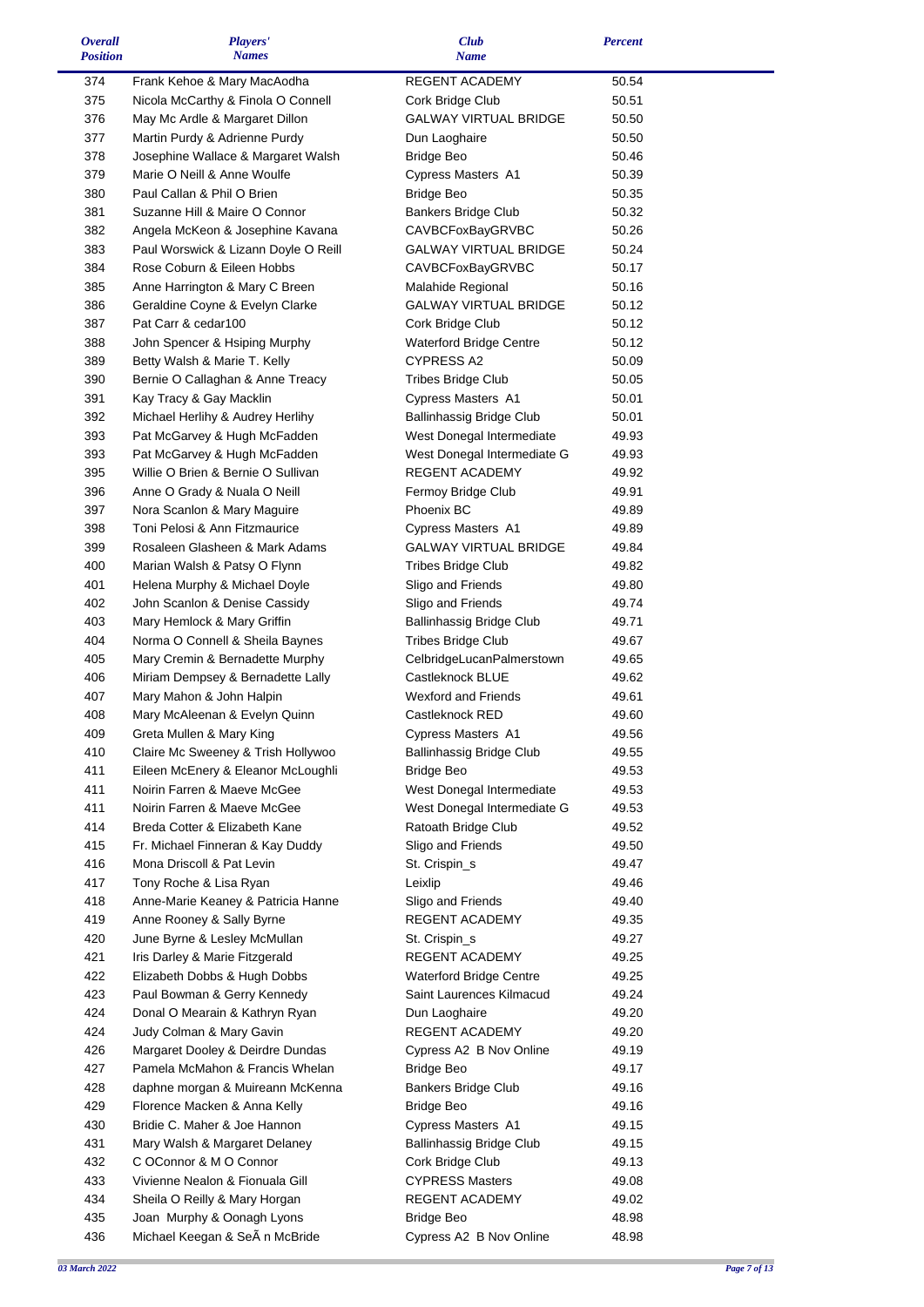| Overall Position | Players' Names | Club Name | Percent |
|---|---|---|---|
| 374 | Frank Kehoe & Mary MacAodha | REGENT ACADEMY | 50.54 |
| 375 | Nicola McCarthy & Finola O Connell | Cork Bridge Club | 50.51 |
| 376 | May Mc Ardle & Margaret Dillon | GALWAY VIRTUAL BRIDGE | 50.50 |
| 377 | Martin Purdy & Adrienne Purdy | Dun Laoghaire | 50.50 |
| 378 | Josephine Wallace & Margaret Walsh | Bridge Beo | 50.46 |
| 379 | Marie O Neill & Anne Woulfe | Cypress Masters A1 | 50.39 |
| 380 | Paul Callan & Phil O Brien | Bridge Beo | 50.35 |
| 381 | Suzanne Hill & Maire O Connor | Bankers Bridge Club | 50.32 |
| 382 | Angela McKeon & Josephine Kavana | CAVBCFoxBayGRVBC | 50.26 |
| 383 | Paul Worswick & Lizann Doyle O Reill | GALWAY VIRTUAL BRIDGE | 50.24 |
| 384 | Rose Coburn & Eileen Hobbs | CAVBCFoxBayGRVBC | 50.17 |
| 385 | Anne Harrington & Mary C Breen | Malahide Regional | 50.16 |
| 386 | Geraldine Coyne & Evelyn Clarke | GALWAY VIRTUAL BRIDGE | 50.12 |
| 387 | Pat Carr & cedar100 | Cork Bridge Club | 50.12 |
| 388 | John Spencer & Hsiping Murphy | Waterford Bridge Centre | 50.12 |
| 389 | Betty Walsh & Marie T. Kelly | CYPRESS A2 | 50.09 |
| 390 | Bernie O Callaghan & Anne Treacy | Tribes Bridge Club | 50.05 |
| 391 | Kay Tracy & Gay Macklin | Cypress Masters A1 | 50.01 |
| 392 | Michael Herlihy & Audrey Herlihy | Ballinhassig Bridge Club | 50.01 |
| 393 | Pat McGarvey & Hugh McFadden | West Donegal Intermediate | 49.93 |
| 393 | Pat McGarvey & Hugh McFadden | West Donegal Intermediate G | 49.93 |
| 395 | Willie O Brien & Bernie O Sullivan | REGENT ACADEMY | 49.92 |
| 396 | Anne O Grady & Nuala O Neill | Fermoy Bridge Club | 49.91 |
| 397 | Nora Scanlon & Mary Maguire | Phoenix BC | 49.89 |
| 398 | Toni Pelosi & Ann Fitzmaurice | Cypress Masters A1 | 49.89 |
| 399 | Rosaleen Glasheen & Mark Adams | GALWAY VIRTUAL BRIDGE | 49.84 |
| 400 | Marian Walsh & Patsy O Flynn | Tribes Bridge Club | 49.82 |
| 401 | Helena Murphy & Michael Doyle | Sligo and Friends | 49.80 |
| 402 | John Scanlon & Denise Cassidy | Sligo and Friends | 49.74 |
| 403 | Mary Hemlock & Mary Griffin | Ballinhassig Bridge Club | 49.71 |
| 404 | Norma O Connell & Sheila Baynes | Tribes Bridge Club | 49.67 |
| 405 | Mary Cremin & Bernadette Murphy | CelbridgeLucanPalmerstown | 49.65 |
| 406 | Miriam Dempsey & Bernadette Lally | Castleknock BLUE | 49.62 |
| 407 | Mary Mahon & John Halpin | Wexford and Friends | 49.61 |
| 408 | Mary McAleenan & Evelyn Quinn | Castleknock RED | 49.60 |
| 409 | Greta Mullen & Mary King | Cypress Masters A1 | 49.56 |
| 410 | Claire Mc Sweeney & Trish Hollywoo | Ballinhassig Bridge Club | 49.55 |
| 411 | Eileen McEnery & Eleanor McLoughli | Bridge Beo | 49.53 |
| 411 | Noirin Farren & Maeve McGee | West Donegal Intermediate | 49.53 |
| 411 | Noirin Farren & Maeve McGee | West Donegal Intermediate G | 49.53 |
| 414 | Breda Cotter & Elizabeth Kane | Ratoath Bridge Club | 49.52 |
| 415 | Fr. Michael Finneran & Kay Duddy | Sligo and Friends | 49.50 |
| 416 | Mona Driscoll & Pat Levin | St. Crispin_s | 49.47 |
| 417 | Tony Roche & Lisa Ryan | Leixlip | 49.46 |
| 418 | Anne-Marie Keaney & Patricia Hanne | Sligo and Friends | 49.40 |
| 419 | Anne Rooney & Sally Byrne | REGENT ACADEMY | 49.35 |
| 420 | June Byrne & Lesley McMullan | St. Crispin_s | 49.27 |
| 421 | Iris Darley & Marie Fitzgerald | REGENT ACADEMY | 49.25 |
| 422 | Elizabeth Dobbs & Hugh Dobbs | Waterford Bridge Centre | 49.25 |
| 423 | Paul Bowman & Gerry Kennedy | Saint Laurences Kilmacud | 49.24 |
| 424 | Donal O Mearain & Kathryn Ryan | Dun Laoghaire | 49.20 |
| 424 | Judy Colman & Mary Gavin | REGENT ACADEMY | 49.20 |
| 426 | Margaret Dooley & Deirdre Dundas | Cypress A2 B Nov Online | 49.19 |
| 427 | Pamela McMahon & Francis Whelan | Bridge Beo | 49.17 |
| 428 | daphne morgan & Muireann McKenna | Bankers Bridge Club | 49.16 |
| 429 | Florence Macken & Anna Kelly | Bridge Beo | 49.16 |
| 430 | Bridie C. Maher & Joe Hannon | Cypress Masters A1 | 49.15 |
| 431 | Mary Walsh & Margaret Delaney | Ballinhassig Bridge Club | 49.15 |
| 432 | C OConnor & M O Connor | Cork Bridge Club | 49.13 |
| 433 | Vivienne Nealon & Fionuala Gill | CYPRESS Masters | 49.08 |
| 434 | Sheila O Reilly & Mary Horgan | REGENT ACADEMY | 49.02 |
| 435 | Joan Murphy & Oonagh Lyons | Bridge Beo | 48.98 |
| 436 | Michael Keegan & SeÃ n McBride | Cypress A2 B Nov Online | 48.98 |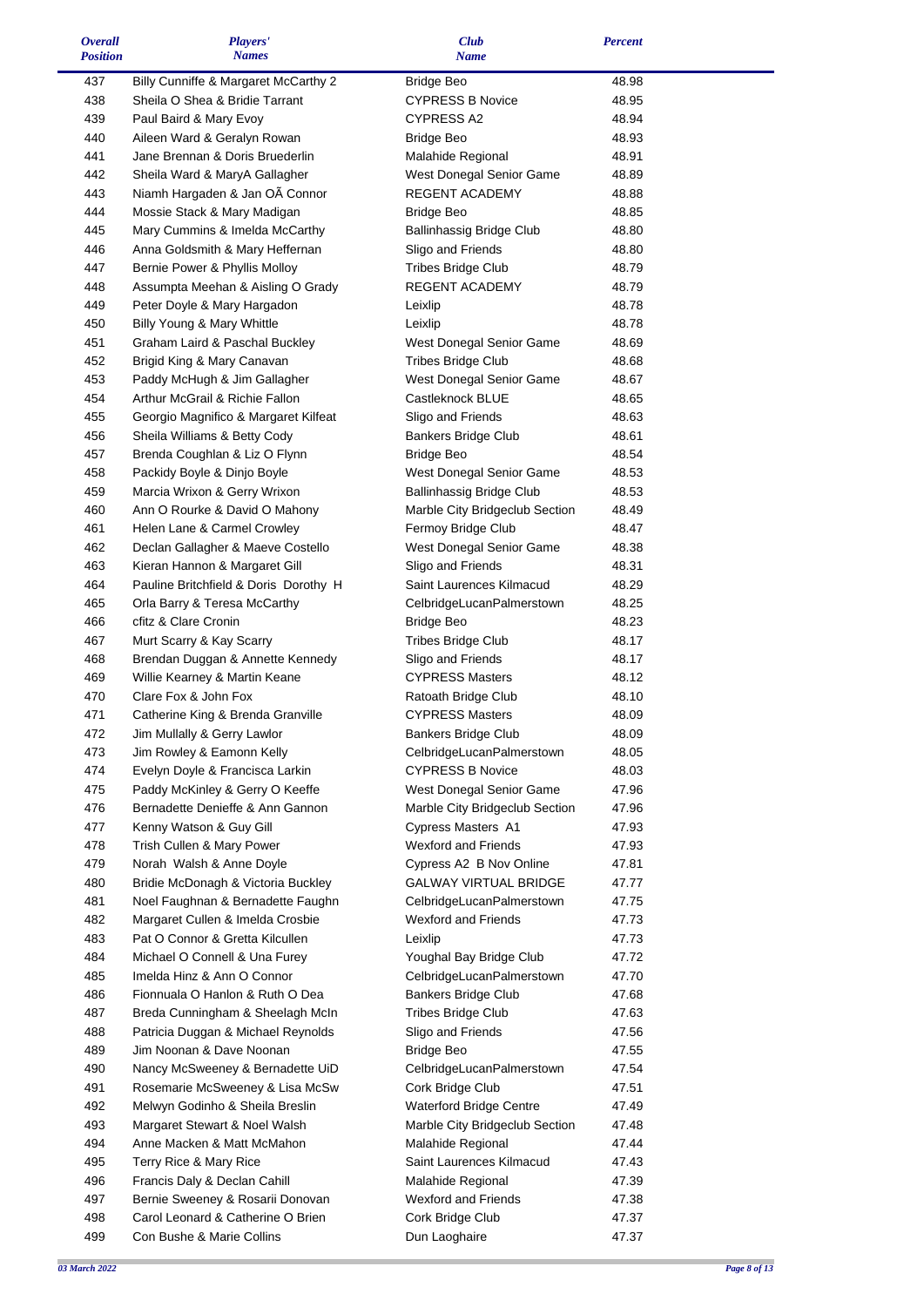| *Overall Position* | *Players' Names* | *Club Name* | *Percent* |
|---|---|---|---|
| 437 | Billy Cunniffe & Margaret McCarthy 2 | Bridge Beo | 48.98 |
| 438 | Sheila O Shea & Bridie Tarrant | CYPRESS B Novice | 48.95 |
| 439 | Paul Baird & Mary Evoy | CYPRESS A2 | 48.94 |
| 440 | Aileen Ward & Geralyn Rowan | Bridge Beo | 48.93 |
| 441 | Jane Brennan & Doris Bruederlin | Malahide Regional | 48.91 |
| 442 | Sheila Ward & MaryA Gallagher | West Donegal Senior Game | 48.89 |
| 443 | Niamh Hargaden & Jan OÃ Connor | REGENT ACADEMY | 48.88 |
| 444 | Mossie Stack & Mary Madigan | Bridge Beo | 48.85 |
| 445 | Mary Cummins & Imelda McCarthy | Ballinhassig Bridge Club | 48.80 |
| 446 | Anna Goldsmith & Mary Heffernan | Sligo and Friends | 48.80 |
| 447 | Bernie Power & Phyllis Molloy | Tribes Bridge Club | 48.79 |
| 448 | Assumpta Meehan & Aisling O Grady | REGENT ACADEMY | 48.79 |
| 449 | Peter Doyle & Mary Hargadon | Leixlip | 48.78 |
| 450 | Billy Young & Mary Whittle | Leixlip | 48.78 |
| 451 | Graham Laird & Paschal Buckley | West Donegal Senior Game | 48.69 |
| 452 | Brigid King & Mary Canavan | Tribes Bridge Club | 48.68 |
| 453 | Paddy McHugh & Jim Gallagher | West Donegal Senior Game | 48.67 |
| 454 | Arthur McGrail & Richie Fallon | Castleknock BLUE | 48.65 |
| 455 | Georgio Magnifico & Margaret Kilfeat | Sligo and Friends | 48.63 |
| 456 | Sheila Williams & Betty Cody | Bankers Bridge Club | 48.61 |
| 457 | Brenda Coughlan & Liz O Flynn | Bridge Beo | 48.54 |
| 458 | Packidy Boyle & Dinjo Boyle | West Donegal Senior Game | 48.53 |
| 459 | Marcia Wrixon & Gerry Wrixon | Ballinhassig Bridge Club | 48.53 |
| 460 | Ann O Rourke & David O Mahony | Marble City Bridgeclub Section | 48.49 |
| 461 | Helen Lane & Carmel Crowley | Fermoy Bridge Club | 48.47 |
| 462 | Declan Gallagher & Maeve Costello | West Donegal Senior Game | 48.38 |
| 463 | Kieran Hannon & Margaret Gill | Sligo and Friends | 48.31 |
| 464 | Pauline Britchfield & Doris Dorothy H | Saint Laurences Kilmacud | 48.29 |
| 465 | Orla Barry & Teresa McCarthy | CelbridgeLucanPalmerstown | 48.25 |
| 466 | cfitz & Clare Cronin | Bridge Beo | 48.23 |
| 467 | Murt Scarry & Kay Scarry | Tribes Bridge Club | 48.17 |
| 468 | Brendan Duggan & Annette Kennedy | Sligo and Friends | 48.17 |
| 469 | Willie Kearney & Martin Keane | CYPRESS Masters | 48.12 |
| 470 | Clare Fox & John Fox | Ratoath Bridge Club | 48.10 |
| 471 | Catherine King & Brenda Granville | CYPRESS Masters | 48.09 |
| 472 | Jim Mullally & Gerry Lawlor | Bankers Bridge Club | 48.09 |
| 473 | Jim Rowley & Eamonn Kelly | CelbridgeLucanPalmerstown | 48.05 |
| 474 | Evelyn Doyle & Francisca Larkin | CYPRESS B Novice | 48.03 |
| 475 | Paddy McKinley & Gerry O Keeffe | West Donegal Senior Game | 47.96 |
| 476 | Bernadette Denieffe & Ann Gannon | Marble City Bridgeclub Section | 47.96 |
| 477 | Kenny Watson & Guy Gill | Cypress Masters A1 | 47.93 |
| 478 | Trish Cullen & Mary Power | Wexford and Friends | 47.93 |
| 479 | Norah Walsh & Anne Doyle | Cypress A2 B Nov Online | 47.81 |
| 480 | Bridie McDonagh & Victoria Buckley | GALWAY VIRTUAL BRIDGE | 47.77 |
| 481 | Noel Faughnan & Bernadette Faughn | CelbridgeLucanPalmerstown | 47.75 |
| 482 | Margaret Cullen & Imelda Crosbie | Wexford and Friends | 47.73 |
| 483 | Pat O Connor & Gretta Kilcullen | Leixlip | 47.73 |
| 484 | Michael O Connell & Una Furey | Youghal Bay Bridge Club | 47.72 |
| 485 | Imelda Hinz & Ann O Connor | CelbridgeLucanPalmerstown | 47.70 |
| 486 | Fionnuala O Hanlon & Ruth O Dea | Bankers Bridge Club | 47.68 |
| 487 | Breda Cunningham & Sheelagh McIn | Tribes Bridge Club | 47.63 |
| 488 | Patricia Duggan & Michael Reynolds | Sligo and Friends | 47.56 |
| 489 | Jim Noonan & Dave Noonan | Bridge Beo | 47.55 |
| 490 | Nancy McSweeney & Bernadette UiD | CelbridgeLucanPalmerstown | 47.54 |
| 491 | Rosemarie McSweeney & Lisa McSw | Cork Bridge Club | 47.51 |
| 492 | Melwyn Godinho & Sheila Breslin | Waterford Bridge Centre | 47.49 |
| 493 | Margaret Stewart & Noel Walsh | Marble City Bridgeclub Section | 47.48 |
| 494 | Anne Macken & Matt McMahon | Malahide Regional | 47.44 |
| 495 | Terry Rice & Mary Rice | Saint Laurences Kilmacud | 47.43 |
| 496 | Francis Daly & Declan Cahill | Malahide Regional | 47.39 |
| 497 | Bernie Sweeney & Rosarii Donovan | Wexford and Friends | 47.38 |
| 498 | Carol Leonard & Catherine O Brien | Cork Bridge Club | 47.37 |
| 499 | Con Bushe & Marie Collins | Dun Laoghaire | 47.37 |

*03 March 2022*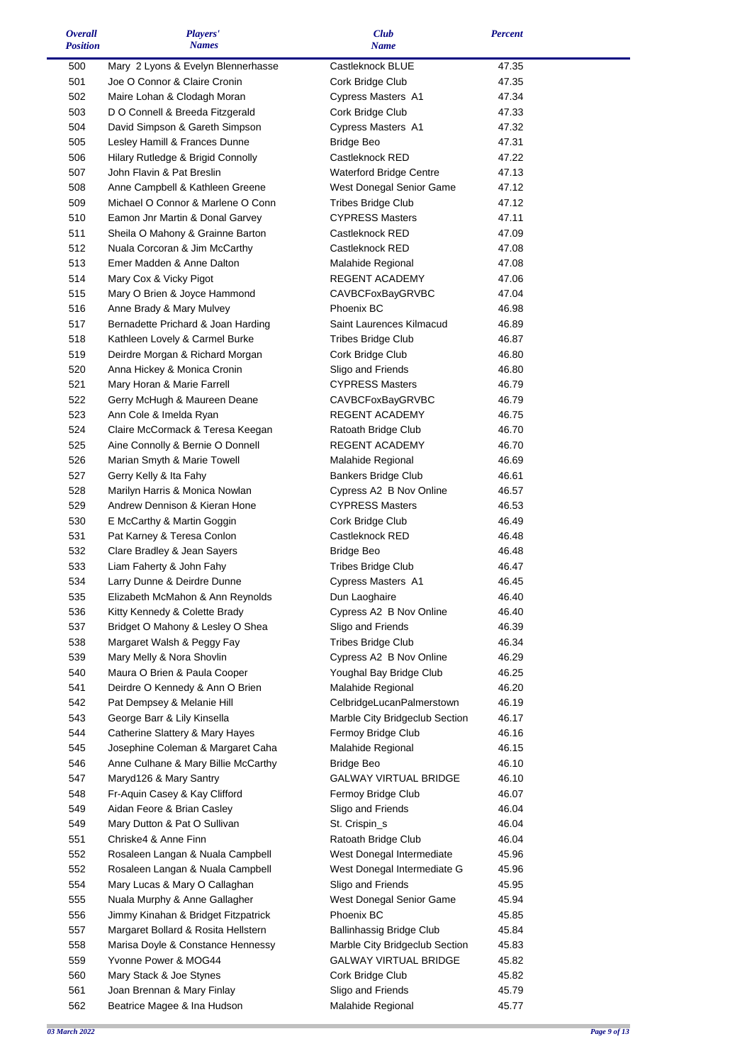| Overall Position | Players' Names | Club Name | Percent |
|---|---|---|---|
| 500 | Mary 2 Lyons & Evelyn Blennerhasse | Castleknock BLUE | 47.35 |
| 501 | Joe O Connor & Claire Cronin | Cork Bridge Club | 47.35 |
| 502 | Maire Lohan & Clodagh Moran | Cypress Masters A1 | 47.34 |
| 503 | D O Connell & Breeda Fitzgerald | Cork Bridge Club | 47.33 |
| 504 | David Simpson & Gareth Simpson | Cypress Masters A1 | 47.32 |
| 505 | Lesley Hamill & Frances Dunne | Bridge Beo | 47.31 |
| 506 | Hilary Rutledge & Brigid Connolly | Castleknock RED | 47.22 |
| 507 | John Flavin & Pat Breslin | Waterford Bridge Centre | 47.13 |
| 508 | Anne Campbell & Kathleen Greene | West Donegal Senior Game | 47.12 |
| 509 | Michael O Connor & Marlene O Conn | Tribes Bridge Club | 47.12 |
| 510 | Eamon Jnr Martin & Donal Garvey | CYPRESS Masters | 47.11 |
| 511 | Sheila O Mahony & Grainne Barton | Castleknock RED | 47.09 |
| 512 | Nuala Corcoran & Jim McCarthy | Castleknock RED | 47.08 |
| 513 | Emer Madden & Anne Dalton | Malahide Regional | 47.08 |
| 514 | Mary Cox & Vicky Pigot | REGENT ACADEMY | 47.06 |
| 515 | Mary O Brien & Joyce Hammond | CAVBCFoxBayGRVBC | 47.04 |
| 516 | Anne Brady & Mary Mulvey | Phoenix BC | 46.98 |
| 517 | Bernadette Prichard & Joan Harding | Saint Laurences Kilmacud | 46.89 |
| 518 | Kathleen Lovely & Carmel Burke | Tribes Bridge Club | 46.87 |
| 519 | Deirdre Morgan & Richard Morgan | Cork Bridge Club | 46.80 |
| 520 | Anna Hickey & Monica Cronin | Sligo and Friends | 46.80 |
| 521 | Mary Horan & Marie Farrell | CYPRESS Masters | 46.79 |
| 522 | Gerry McHugh & Maureen Deane | CAVBCFoxBayGRVBC | 46.79 |
| 523 | Ann Cole & Imelda Ryan | REGENT ACADEMY | 46.75 |
| 524 | Claire McCormack & Teresa Keegan | Ratoath Bridge Club | 46.70 |
| 525 | Aine Connolly & Bernie O Donnell | REGENT ACADEMY | 46.70 |
| 526 | Marian Smyth & Marie Towell | Malahide Regional | 46.69 |
| 527 | Gerry Kelly & Ita Fahy | Bankers Bridge Club | 46.61 |
| 528 | Marilyn Harris & Monica Nowlan | Cypress A2 B Nov Online | 46.57 |
| 529 | Andrew Dennison & Kieran Hone | CYPRESS Masters | 46.53 |
| 530 | E McCarthy & Martin Goggin | Cork Bridge Club | 46.49 |
| 531 | Pat Karney & Teresa Conlon | Castleknock RED | 46.48 |
| 532 | Clare Bradley & Jean Sayers | Bridge Beo | 46.48 |
| 533 | Liam Faherty & John Fahy | Tribes Bridge Club | 46.47 |
| 534 | Larry Dunne & Deirdre Dunne | Cypress Masters A1 | 46.45 |
| 535 | Elizabeth McMahon & Ann Reynolds | Dun Laoghaire | 46.40 |
| 536 | Kitty Kennedy & Colette Brady | Cypress A2 B Nov Online | 46.40 |
| 537 | Bridget O Mahony & Lesley O Shea | Sligo and Friends | 46.39 |
| 538 | Margaret Walsh & Peggy Fay | Tribes Bridge Club | 46.34 |
| 539 | Mary Melly & Nora Shovlin | Cypress A2 B Nov Online | 46.29 |
| 540 | Maura O Brien & Paula Cooper | Youghal Bay Bridge Club | 46.25 |
| 541 | Deirdre O Kennedy & Ann O Brien | Malahide Regional | 46.20 |
| 542 | Pat Dempsey & Melanie Hill | CelbridgeLucanPalmerstown | 46.19 |
| 543 | George Barr & Lily Kinsella | Marble City Bridgeclub Section | 46.17 |
| 544 | Catherine Slattery & Mary Hayes | Fermoy Bridge Club | 46.16 |
| 545 | Josephine Coleman & Margaret Caha | Malahide Regional | 46.15 |
| 546 | Anne Culhane & Mary Billie McCarthy | Bridge Beo | 46.10 |
| 547 | Maryd126 & Mary Santry | GALWAY VIRTUAL BRIDGE | 46.10 |
| 548 | Fr-Aquin Casey & Kay Clifford | Fermoy Bridge Club | 46.07 |
| 549 | Aidan Feore & Brian Casley | Sligo and Friends | 46.04 |
| 549 | Mary Dutton & Pat O Sullivan | St. Crispin_s | 46.04 |
| 551 | Chriske4 & Anne Finn | Ratoath Bridge Club | 46.04 |
| 552 | Rosaleen Langan & Nuala Campbell | West Donegal Intermediate | 45.96 |
| 552 | Rosaleen Langan & Nuala Campbell | West Donegal Intermediate G | 45.96 |
| 554 | Mary Lucas & Mary O Callaghan | Sligo and Friends | 45.95 |
| 555 | Nuala Murphy & Anne Gallagher | West Donegal Senior Game | 45.94 |
| 556 | Jimmy Kinahan & Bridget Fitzpatrick | Phoenix BC | 45.85 |
| 557 | Margaret Bollard & Rosita Hellstern | Ballinhassig Bridge Club | 45.84 |
| 558 | Marisa Doyle & Constance Hennessy | Marble City Bridgeclub Section | 45.83 |
| 559 | Yvonne Power & MOG44 | GALWAY VIRTUAL BRIDGE | 45.82 |
| 560 | Mary Stack & Joe Stynes | Cork Bridge Club | 45.82 |
| 561 | Joan Brennan & Mary Finlay | Sligo and Friends | 45.79 |
| 562 | Beatrice Magee & Ina Hudson | Malahide Regional | 45.77 |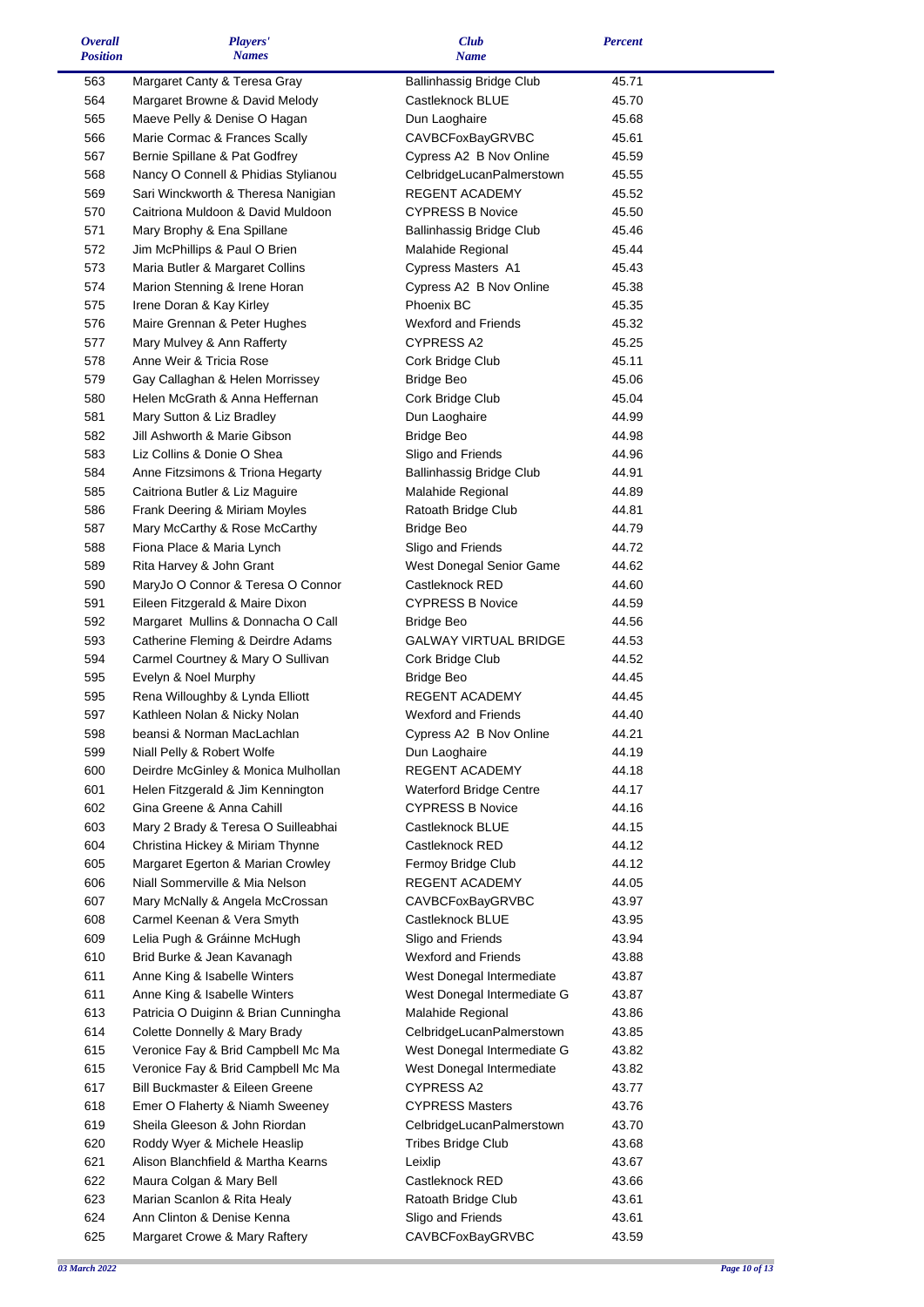| *Overall Position* | *Players' Names* | *Club Name* | *Percent* |
|---|---|---|---|
| 563 | Margaret Canty & Teresa Gray | Ballinhassig Bridge Club | 45.71 |
| 564 | Margaret Browne & David Melody | Castleknock BLUE | 45.70 |
| 565 | Maeve Pelly & Denise O Hagan | Dun Laoghaire | 45.68 |
| 566 | Marie Cormac & Frances Scally | CAVBCFoxBayGRVBC | 45.61 |
| 567 | Bernie Spillane & Pat Godfrey | Cypress A2 B Nov Online | 45.59 |
| 568 | Nancy O Connell & Phidias Stylianou | CelbridgeLucanPalmerstown | 45.55 |
| 569 | Sari Winckworth & Theresa Nanigian | REGENT ACADEMY | 45.52 |
| 570 | Caitriona Muldoon & David Muldoon | CYPRESS B Novice | 45.50 |
| 571 | Mary Brophy & Ena Spillane | Ballinhassig Bridge Club | 45.46 |
| 572 | Jim McPhillips & Paul O Brien | Malahide Regional | 45.44 |
| 573 | Maria Butler & Margaret Collins | Cypress Masters A1 | 45.43 |
| 574 | Marion Stenning & Irene Horan | Cypress A2 B Nov Online | 45.38 |
| 575 | Irene Doran & Kay Kirley | Phoenix BC | 45.35 |
| 576 | Maire Grennan & Peter Hughes | Wexford and Friends | 45.32 |
| 577 | Mary Mulvey & Ann Rafferty | CYPRESS A2 | 45.25 |
| 578 | Anne Weir & Tricia Rose | Cork Bridge Club | 45.11 |
| 579 | Gay Callaghan & Helen Morrissey | Bridge Beo | 45.06 |
| 580 | Helen McGrath & Anna Heffernan | Cork Bridge Club | 45.04 |
| 581 | Mary Sutton & Liz Bradley | Dun Laoghaire | 44.99 |
| 582 | Jill Ashworth & Marie Gibson | Bridge Beo | 44.98 |
| 583 | Liz Collins & Donie O Shea | Sligo and Friends | 44.96 |
| 584 | Anne Fitzsimons & Triona Hegarty | Ballinhassig Bridge Club | 44.91 |
| 585 | Caitriona Butler & Liz Maguire | Malahide Regional | 44.89 |
| 586 | Frank Deering & Miriam Moyles | Ratoath Bridge Club | 44.81 |
| 587 | Mary McCarthy & Rose McCarthy | Bridge Beo | 44.79 |
| 588 | Fiona Place & Maria Lynch | Sligo and Friends | 44.72 |
| 589 | Rita Harvey & John Grant | West Donegal Senior Game | 44.62 |
| 590 | MaryJo O Connor & Teresa O Connor | Castleknock RED | 44.60 |
| 591 | Eileen Fitzgerald & Maire Dixon | CYPRESS B Novice | 44.59 |
| 592 | Margaret Mullins & Donnacha O Call | Bridge Beo | 44.56 |
| 593 | Catherine Fleming & Deirdre Adams | GALWAY VIRTUAL BRIDGE | 44.53 |
| 594 | Carmel Courtney & Mary O Sullivan | Cork Bridge Club | 44.52 |
| 595 | Evelyn & Noel Murphy | Bridge Beo | 44.45 |
| 595 | Rena Willoughby & Lynda Elliott | REGENT ACADEMY | 44.45 |
| 597 | Kathleen Nolan & Nicky Nolan | Wexford and Friends | 44.40 |
| 598 | beansi & Norman MacLachlan | Cypress A2 B Nov Online | 44.21 |
| 599 | Niall Pelly & Robert Wolfe | Dun Laoghaire | 44.19 |
| 600 | Deirdre McGinley & Monica Mulhollan | REGENT ACADEMY | 44.18 |
| 601 | Helen Fitzgerald & Jim Kennington | Waterford Bridge Centre | 44.17 |
| 602 | Gina Greene & Anna Cahill | CYPRESS B Novice | 44.16 |
| 603 | Mary 2 Brady & Teresa O Suilleabhai | Castleknock BLUE | 44.15 |
| 604 | Christina Hickey & Miriam Thynne | Castleknock RED | 44.12 |
| 605 | Margaret Egerton & Marian Crowley | Fermoy Bridge Club | 44.12 |
| 606 | Niall Sommerville & Mia Nelson | REGENT ACADEMY | 44.05 |
| 607 | Mary McNally & Angela McCrossan | CAVBCFoxBayGRVBC | 43.97 |
| 608 | Carmel Keenan & Vera Smyth | Castleknock BLUE | 43.95 |
| 609 | Lelia Pugh & Gráinne McHugh | Sligo and Friends | 43.94 |
| 610 | Brid Burke & Jean Kavanagh | Wexford and Friends | 43.88 |
| 611 | Anne King & Isabelle Winters | West Donegal Intermediate | 43.87 |
| 611 | Anne King & Isabelle Winters | West Donegal Intermediate G | 43.87 |
| 613 | Patricia O Duiginn & Brian Cunningha | Malahide Regional | 43.86 |
| 614 | Colette Donnelly & Mary Brady | CelbridgeLucanPalmerstown | 43.85 |
| 615 | Veronice Fay & Brid Campbell Mc Ma | West Donegal Intermediate G | 43.82 |
| 615 | Veronice Fay & Brid Campbell Mc Ma | West Donegal Intermediate | 43.82 |
| 617 | Bill Buckmaster & Eileen Greene | CYPRESS A2 | 43.77 |
| 618 | Emer O Flaherty & Niamh Sweeney | CYPRESS Masters | 43.76 |
| 619 | Sheila Gleeson & John Riordan | CelbridgeLucanPalmerstown | 43.70 |
| 620 | Roddy Wyer & Michele Heaslip | Tribes Bridge Club | 43.68 |
| 621 | Alison Blanchfield & Martha Kearns | Leixlip | 43.67 |
| 622 | Maura Colgan & Mary Bell | Castleknock RED | 43.66 |
| 623 | Marian Scanlon & Rita Healy | Ratoath Bridge Club | 43.61 |
| 624 | Ann Clinton & Denise Kenna | Sligo and Friends | 43.61 |
| 625 | Margaret Crowe & Mary Raftery | CAVBCFoxBayGRVBC | 43.59 |

*03 March 2022*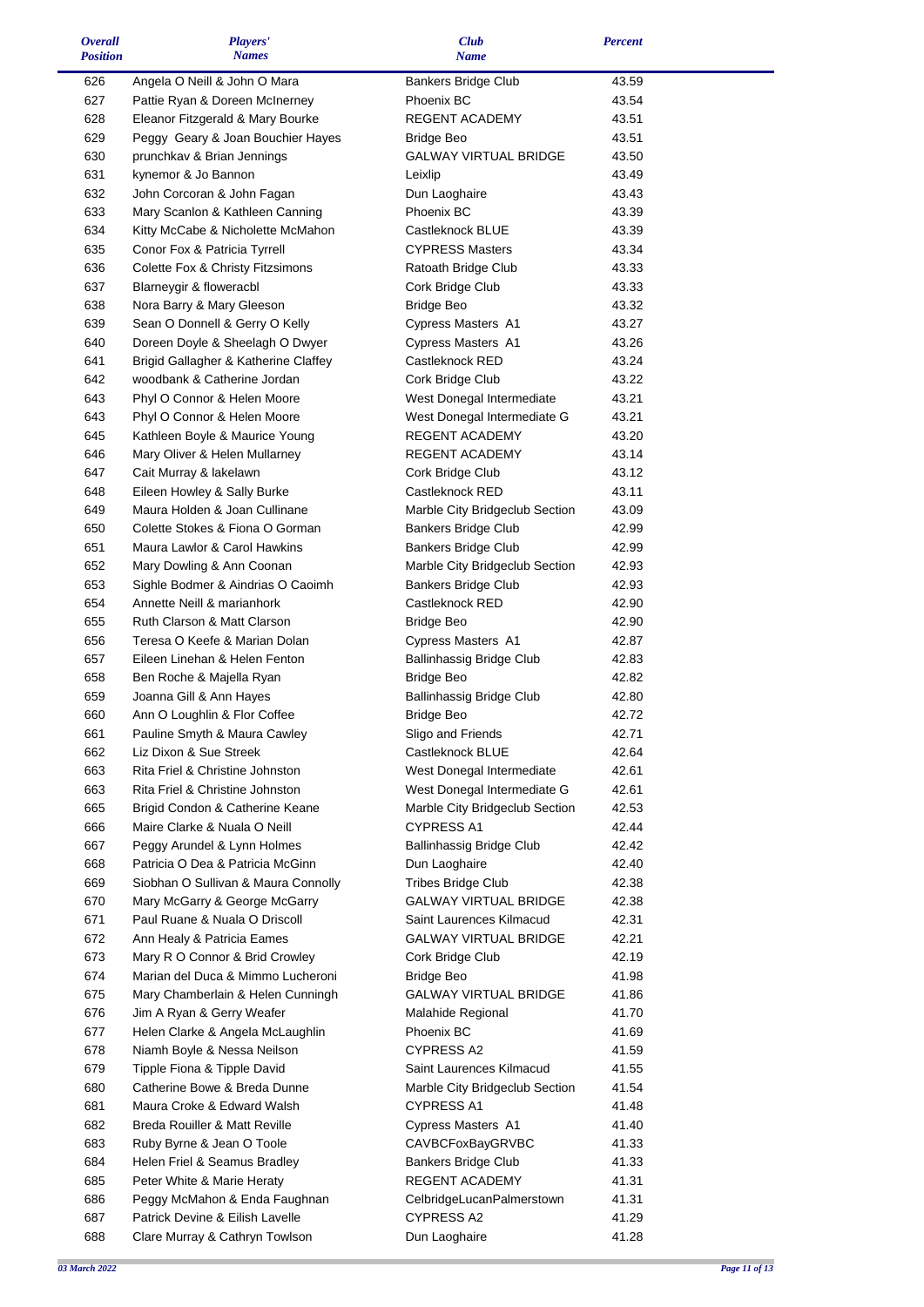| Overall Position | Players' Names | Club Name | Percent |
|---|---|---|---|
| 626 | Angela O Neill & John O Mara | Bankers Bridge Club | 43.59 |
| 627 | Pattie Ryan & Doreen McInerney | Phoenix BC | 43.54 |
| 628 | Eleanor Fitzgerald & Mary Bourke | REGENT ACADEMY | 43.51 |
| 629 | Peggy Geary & Joan Bouchier Hayes | Bridge Beo | 43.51 |
| 630 | prunchkav & Brian Jennings | GALWAY VIRTUAL BRIDGE | 43.50 |
| 631 | kynemor & Jo Bannon | Leixlip | 43.49 |
| 632 | John Corcoran & John Fagan | Dun Laoghaire | 43.43 |
| 633 | Mary Scanlon & Kathleen Canning | Phoenix BC | 43.39 |
| 634 | Kitty McCabe & Nicholette McMahon | Castleknock BLUE | 43.39 |
| 635 | Conor Fox & Patricia Tyrrell | CYPRESS Masters | 43.34 |
| 636 | Colette Fox & Christy Fitzsimons | Ratoath Bridge Club | 43.33 |
| 637 | Blarneygir & floweracbl | Cork Bridge Club | 43.33 |
| 638 | Nora Barry & Mary Gleeson | Bridge Beo | 43.32 |
| 639 | Sean O Donnell & Gerry O Kelly | Cypress Masters A1 | 43.27 |
| 640 | Doreen Doyle & Sheelagh O Dwyer | Cypress Masters A1 | 43.26 |
| 641 | Brigid Gallagher & Katherine Claffey | Castleknock RED | 43.24 |
| 642 | woodbank & Catherine Jordan | Cork Bridge Club | 43.22 |
| 643 | Phyl O Connor & Helen Moore | West Donegal Intermediate | 43.21 |
| 643 | Phyl O Connor & Helen Moore | West Donegal Intermediate G | 43.21 |
| 645 | Kathleen Boyle & Maurice Young | REGENT ACADEMY | 43.20 |
| 646 | Mary Oliver & Helen Mullarney | REGENT ACADEMY | 43.14 |
| 647 | Cait Murray & lakelawn | Cork Bridge Club | 43.12 |
| 648 | Eileen Howley & Sally Burke | Castleknock RED | 43.11 |
| 649 | Maura Holden & Joan Cullinane | Marble City Bridgeclub Section | 43.09 |
| 650 | Colette Stokes & Fiona O Gorman | Bankers Bridge Club | 42.99 |
| 651 | Maura Lawlor & Carol Hawkins | Bankers Bridge Club | 42.99 |
| 652 | Mary Dowling & Ann Coonan | Marble City Bridgeclub Section | 42.93 |
| 653 | Sighle Bodmer & Aindrias O Caoimh | Bankers Bridge Club | 42.93 |
| 654 | Annette Neill & marianhork | Castleknock RED | 42.90 |
| 655 | Ruth Clarson & Matt Clarson | Bridge Beo | 42.90 |
| 656 | Teresa O Keefe & Marian Dolan | Cypress Masters A1 | 42.87 |
| 657 | Eileen Linehan & Helen Fenton | Ballinhassig Bridge Club | 42.83 |
| 658 | Ben Roche & Majella Ryan | Bridge Beo | 42.82 |
| 659 | Joanna Gill & Ann Hayes | Ballinhassig Bridge Club | 42.80 |
| 660 | Ann O Loughlin & Flor Coffee | Bridge Beo | 42.72 |
| 661 | Pauline Smyth & Maura Cawley | Sligo and Friends | 42.71 |
| 662 | Liz Dixon & Sue Streek | Castleknock BLUE | 42.64 |
| 663 | Rita Friel & Christine Johnston | West Donegal Intermediate | 42.61 |
| 663 | Rita Friel & Christine Johnston | West Donegal Intermediate G | 42.61 |
| 665 | Brigid Condon & Catherine Keane | Marble City Bridgeclub Section | 42.53 |
| 666 | Maire Clarke & Nuala O Neill | CYPRESS A1 | 42.44 |
| 667 | Peggy Arundel & Lynn Holmes | Ballinhassig Bridge Club | 42.42 |
| 668 | Patricia O Dea & Patricia McGinn | Dun Laoghaire | 42.40 |
| 669 | Siobhan O Sullivan & Maura Connolly | Tribes Bridge Club | 42.38 |
| 670 | Mary McGarry & George McGarry | GALWAY VIRTUAL BRIDGE | 42.38 |
| 671 | Paul Ruane & Nuala O Driscoll | Saint Laurences Kilmacud | 42.31 |
| 672 | Ann Healy & Patricia Eames | GALWAY VIRTUAL BRIDGE | 42.21 |
| 673 | Mary R O Connor & Brid Crowley | Cork Bridge Club | 42.19 |
| 674 | Marian del Duca & Mimmo Lucheroni | Bridge Beo | 41.98 |
| 675 | Mary Chamberlain & Helen Cunningh | GALWAY VIRTUAL BRIDGE | 41.86 |
| 676 | Jim A Ryan & Gerry Weafer | Malahide Regional | 41.70 |
| 677 | Helen Clarke & Angela McLaughlin | Phoenix BC | 41.69 |
| 678 | Niamh Boyle & Nessa Neilson | CYPRESS A2 | 41.59 |
| 679 | Tipple Fiona & Tipple David | Saint Laurences Kilmacud | 41.55 |
| 680 | Catherine Bowe & Breda Dunne | Marble City Bridgeclub Section | 41.54 |
| 681 | Maura Croke & Edward Walsh | CYPRESS A1 | 41.48 |
| 682 | Breda Rouiller & Matt Reville | Cypress Masters A1 | 41.40 |
| 683 | Ruby Byrne & Jean O Toole | CAVBCFoxBayGRVBC | 41.33 |
| 684 | Helen Friel & Seamus Bradley | Bankers Bridge Club | 41.33 |
| 685 | Peter White & Marie Heraty | REGENT ACADEMY | 41.31 |
| 686 | Peggy McMahon & Enda Faughnan | CelbridgeLucanPalmerstown | 41.31 |
| 687 | Patrick Devine & Eilish Lavelle | CYPRESS A2 | 41.29 |
| 688 | Clare Murray & Cathryn Towlson | Dun Laoghaire | 41.28 |

*03 March 2022*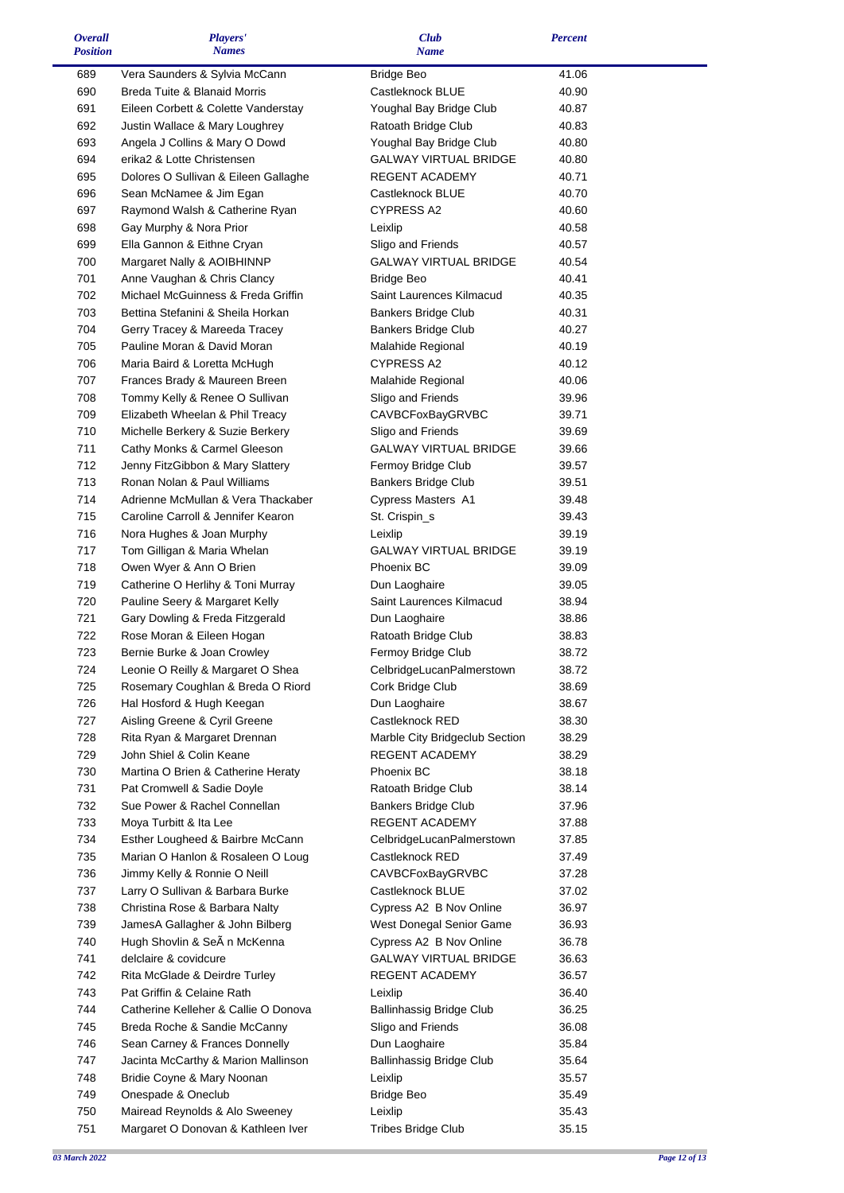| Overall Position | Players' Names | Club Name | Percent |
|---|---|---|---|
| 689 | Vera Saunders & Sylvia McCann | Bridge Beo | 41.06 |
| 690 | Breda Tuite & Blanaid Morris | Castleknock BLUE | 40.90 |
| 691 | Eileen Corbett & Colette Vanderstay | Youghal Bay Bridge Club | 40.87 |
| 692 | Justin Wallace & Mary Loughrey | Ratoath Bridge Club | 40.83 |
| 693 | Angela J Collins & Mary O Dowd | Youghal Bay Bridge Club | 40.80 |
| 694 | erika2 & Lotte Christensen | GALWAY VIRTUAL BRIDGE | 40.80 |
| 695 | Dolores O Sullivan & Eileen Gallaghe | REGENT ACADEMY | 40.71 |
| 696 | Sean McNamee & Jim Egan | Castleknock BLUE | 40.70 |
| 697 | Raymond Walsh & Catherine Ryan | CYPRESS A2 | 40.60 |
| 698 | Gay Murphy & Nora Prior | Leixlip | 40.58 |
| 699 | Ella Gannon & Eithne Cryan | Sligo and Friends | 40.57 |
| 700 | Margaret Nally & AOIBHINNP | GALWAY VIRTUAL BRIDGE | 40.54 |
| 701 | Anne Vaughan & Chris Clancy | Bridge Beo | 40.41 |
| 702 | Michael McGuinness & Freda Griffin | Saint Laurences Kilmacud | 40.35 |
| 703 | Bettina Stefanini & Sheila Horkan | Bankers Bridge Club | 40.31 |
| 704 | Gerry Tracey & Mareeda Tracey | Bankers Bridge Club | 40.27 |
| 705 | Pauline Moran & David Moran | Malahide Regional | 40.19 |
| 706 | Maria Baird & Loretta McHugh | CYPRESS A2 | 40.12 |
| 707 | Frances Brady & Maureen Breen | Malahide Regional | 40.06 |
| 708 | Tommy Kelly & Renee O Sullivan | Sligo and Friends | 39.96 |
| 709 | Elizabeth Wheelan & Phil Treacy | CAVBCFoxBayGRVBC | 39.71 |
| 710 | Michelle Berkery & Suzie Berkery | Sligo and Friends | 39.69 |
| 711 | Cathy Monks & Carmel Gleeson | GALWAY VIRTUAL BRIDGE | 39.66 |
| 712 | Jenny FitzGibbon & Mary Slattery | Fermoy Bridge Club | 39.57 |
| 713 | Ronan Nolan & Paul Williams | Bankers Bridge Club | 39.51 |
| 714 | Adrienne McMullan & Vera Thackaber | Cypress Masters A1 | 39.48 |
| 715 | Caroline Carroll & Jennifer Kearon | St. Crispin_s | 39.43 |
| 716 | Nora Hughes & Joan Murphy | Leixlip | 39.19 |
| 717 | Tom Gilligan & Maria Whelan | GALWAY VIRTUAL BRIDGE | 39.19 |
| 718 | Owen Wyer & Ann O Brien | Phoenix BC | 39.09 |
| 719 | Catherine O Herlihy & Toni Murray | Dun Laoghaire | 39.05 |
| 720 | Pauline Seery & Margaret Kelly | Saint Laurences Kilmacud | 38.94 |
| 721 | Gary Dowling & Freda Fitzgerald | Dun Laoghaire | 38.86 |
| 722 | Rose Moran & Eileen Hogan | Ratoath Bridge Club | 38.83 |
| 723 | Bernie Burke & Joan Crowley | Fermoy Bridge Club | 38.72 |
| 724 | Leonie O Reilly & Margaret O Shea | CelbridgeLucanPalmerstown | 38.72 |
| 725 | Rosemary Coughlan & Breda O Riord | Cork Bridge Club | 38.69 |
| 726 | Hal Hosford & Hugh Keegan | Dun Laoghaire | 38.67 |
| 727 | Aisling Greene & Cyril Greene | Castleknock RED | 38.30 |
| 728 | Rita Ryan & Margaret Drennan | Marble City Bridgeclub Section | 38.29 |
| 729 | John Shiel & Colin Keane | REGENT ACADEMY | 38.29 |
| 730 | Martina O Brien & Catherine Heraty | Phoenix BC | 38.18 |
| 731 | Pat Cromwell & Sadie Doyle | Ratoath Bridge Club | 38.14 |
| 732 | Sue Power & Rachel Connellan | Bankers Bridge Club | 37.96 |
| 733 | Moya Turbitt & Ita Lee | REGENT ACADEMY | 37.88 |
| 734 | Esther Lougheed & Bairbre McCann | CelbridgeLucanPalmerstown | 37.85 |
| 735 | Marian O Hanlon & Rosaleen O Loug | Castleknock RED | 37.49 |
| 736 | Jimmy Kelly & Ronnie O Neill | CAVBCFoxBayGRVBC | 37.28 |
| 737 | Larry O Sullivan & Barbara Burke | Castleknock BLUE | 37.02 |
| 738 | Christina Rose & Barbara Nalty | Cypress A2 B Nov Online | 36.97 |
| 739 | JamesA Gallagher & John Bilberg | West Donegal Senior Game | 36.93 |
| 740 | Hugh Shovlin & SeÃ n McKenna | Cypress A2 B Nov Online | 36.78 |
| 741 | delclaire & covidcure | GALWAY VIRTUAL BRIDGE | 36.63 |
| 742 | Rita McGlade & Deirdre Turley | REGENT ACADEMY | 36.57 |
| 743 | Pat Griffin & Celaine Rath | Leixlip | 36.40 |
| 744 | Catherine Kelleher & Callie O Donova | Ballinhassig Bridge Club | 36.25 |
| 745 | Breda Roche & Sandie McCanny | Sligo and Friends | 36.08 |
| 746 | Sean Carney & Frances Donnelly | Dun Laoghaire | 35.84 |
| 747 | Jacinta McCarthy & Marion Mallinson | Ballinhassig Bridge Club | 35.64 |
| 748 | Bridie Coyne & Mary Noonan | Leixlip | 35.57 |
| 749 | Onespade & Oneclub | Bridge Beo | 35.49 |
| 750 | Mairead Reynolds & Alo Sweeney | Leixlip | 35.43 |
| 751 | Margaret O Donovan & Kathleen Iver | Tribes Bridge Club | 35.15 |

*03 March 2022*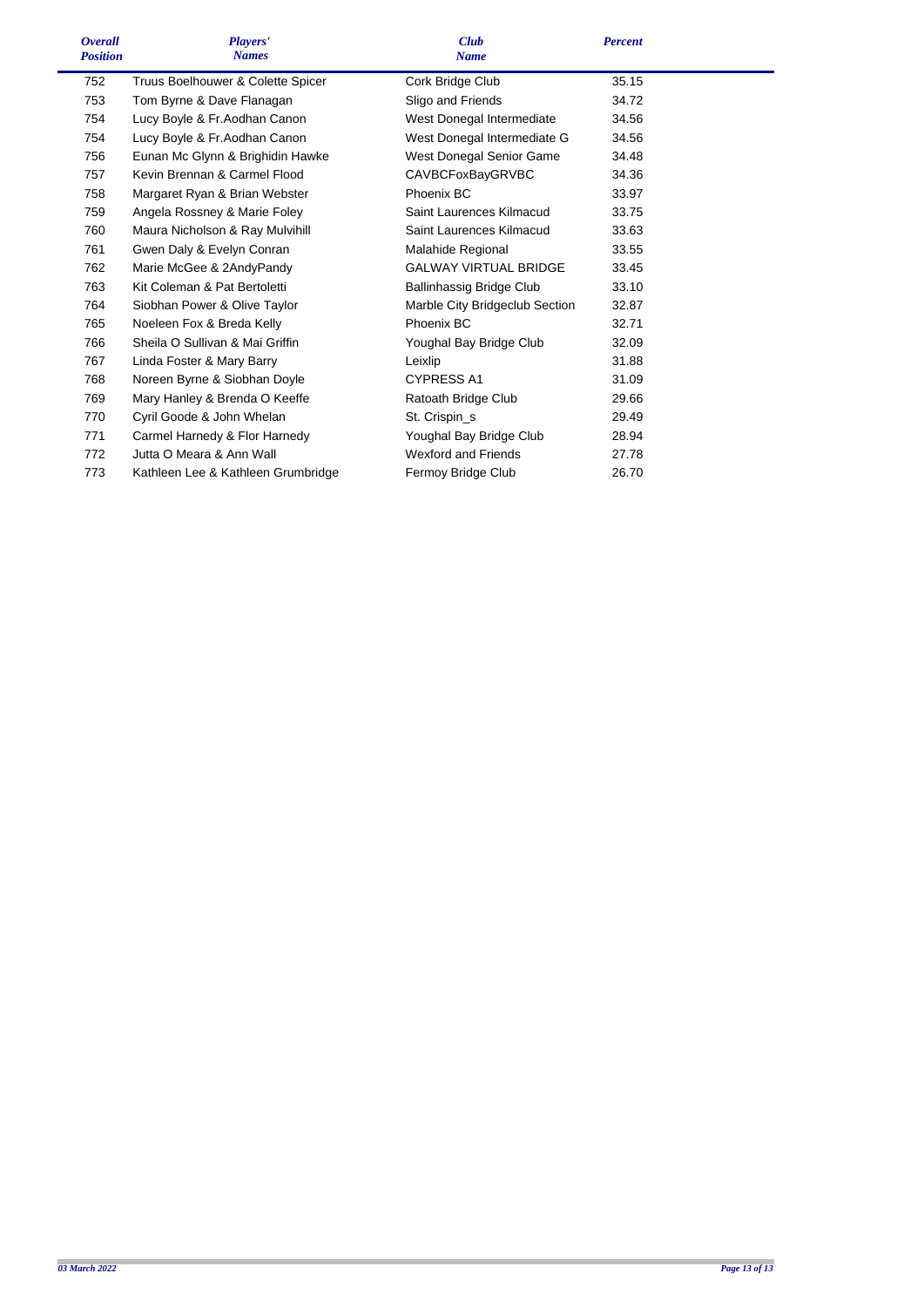| Overall Position | Players' Names | Club Name | Percent |
|---|---|---|---|
| 752 | Truus Boelhouwer & Colette Spicer | Cork Bridge Club | 35.15 |
| 753 | Tom Byrne & Dave Flanagan | Sligo and Friends | 34.72 |
| 754 | Lucy Boyle & Fr.Aodhan Canon | West Donegal Intermediate | 34.56 |
| 754 | Lucy Boyle & Fr.Aodhan Canon | West Donegal Intermediate G | 34.56 |
| 756 | Eunan Mc Glynn & Brighidin Hawke | West Donegal Senior Game | 34.48 |
| 757 | Kevin Brennan & Carmel Flood | CAVBCFoxBayGRVBC | 34.36 |
| 758 | Margaret Ryan & Brian Webster | Phoenix BC | 33.97 |
| 759 | Angela Rossney & Marie Foley | Saint Laurences Kilmacud | 33.75 |
| 760 | Maura Nicholson & Ray Mulvihill | Saint Laurences Kilmacud | 33.63 |
| 761 | Gwen Daly & Evelyn Conran | Malahide Regional | 33.55 |
| 762 | Marie McGee & 2AndyPandy | GALWAY VIRTUAL BRIDGE | 33.45 |
| 763 | Kit Coleman & Pat Bertoletti | Ballinhassig Bridge Club | 33.10 |
| 764 | Siobhan Power & Olive Taylor | Marble City Bridgeclub Section | 32.87 |
| 765 | Noeleen Fox & Breda Kelly | Phoenix BC | 32.71 |
| 766 | Sheila O Sullivan & Mai Griffin | Youghal Bay Bridge Club | 32.09 |
| 767 | Linda Foster & Mary Barry | Leixlip | 31.88 |
| 768 | Noreen Byrne & Siobhan Doyle | CYPRESS A1 | 31.09 |
| 769 | Mary Hanley & Brenda O Keeffe | Ratoath Bridge Club | 29.66 |
| 770 | Cyril Goode & John Whelan | St. Crispin_s | 29.49 |
| 771 | Carmel Harnedy & Flor Harnedy | Youghal Bay Bridge Club | 28.94 |
| 772 | Jutta O Meara & Ann Wall | Wexford and Friends | 27.78 |
| 773 | Kathleen Lee & Kathleen Grumbridge | Fermoy Bridge Club | 26.70 |

*03 March 2022*